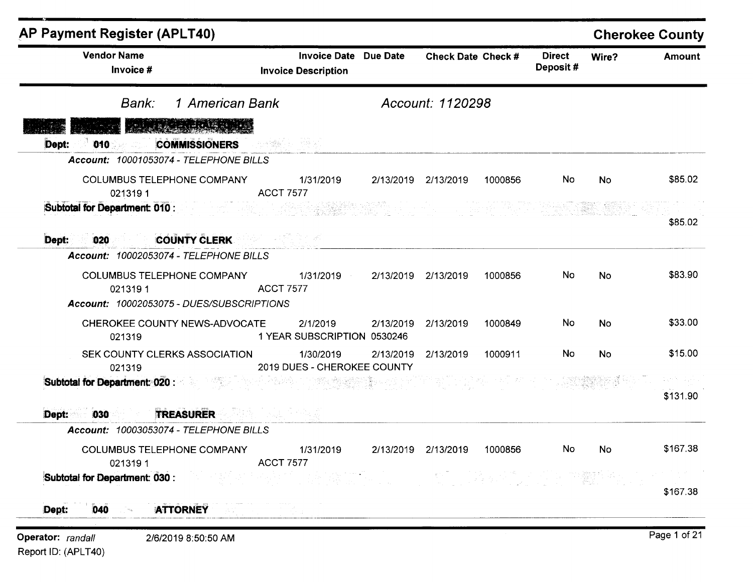# AP Payment Register (APLT40)

**Cherokee County**

| Vendor Name / Invoice # | Invoice Date / Invoice Description | Due Date | Check Date | Check # | Direct Deposit # | Wire? | Amount |
|---|---|---|---|---|---|---|---|

*Bank: 1 American Bank* *Account: 1120298*

**Dept: 010 COMMISSIONERS**

*Account: 10001053074 - TELEPHONE BILLS*

| Vendor Name / Invoice # | Invoice Date / Invoice Description | Due Date | Check Date | Check # | Direct Deposit # | Wire? | Amount |
|---|---|---|---|---|---|---|---|
| COLUMBUS TELEPHONE COMPANY<br>021319 1 | 1/31/2019<br>ACCT 7577 | 2/13/2019 | 2/13/2019 | 1000856 | No | No | $85.02 |

**Subtotal for Department: 010 :** $85.02

**Dept: 020 COUNTY CLERK**

*Account: 10002053074 - TELEPHONE BILLS*

| Vendor Name / Invoice # | Invoice Date / Invoice Description | Due Date | Check Date | Check # | Direct Deposit # | Wire? | Amount |
|---|---|---|---|---|---|---|---|
| COLUMBUS TELEPHONE COMPANY<br>021319 1 | 1/31/2019<br>ACCT 7577 | 2/13/2019 | 2/13/2019 | 1000856 | No | No | $83.90 |

*Account: 10002053075 - DUES/SUBSCRIPTIONS*

| Vendor Name / Invoice # | Invoice Date / Invoice Description | Due Date | Check Date | Check # | Direct Deposit # | Wire? | Amount |
|---|---|---|---|---|---|---|---|
| CHEROKEE COUNTY NEWS-ADVOCATE<br>021319 | 2/1/2019<br>1 YEAR SUBSCRIPTION 0530246 | 2/13/2019 | 2/13/2019 | 1000849 | No | No | $33.00 |
| SEK COUNTY CLERKS ASSOCIATION<br>021319 | 1/30/2019<br>2019 DUES - CHEROKEE COUNTY | 2/13/2019 | 2/13/2019 | 1000911 | No | No | $15.00 |

**Subtotal for Department: 020 :** $131.90

**Dept: 030 TREASURER**

*Account: 10003053074 - TELEPHONE BILLS*

| Vendor Name / Invoice # | Invoice Date / Invoice Description | Due Date | Check Date | Check # | Direct Deposit # | Wire? | Amount |
|---|---|---|---|---|---|---|---|
| COLUMBUS TELEPHONE COMPANY<br>021319 1 | 1/31/2019<br>ACCT 7577 | 2/13/2019 | 2/13/2019 | 1000856 | No | No | $167.38 |

**Subtotal for Department: 030 :** $167.38

**Dept: 040 ATTORNEY**

Operator: *randall* 2/6/2019 8:50:50 AM

Report ID: (APLT40)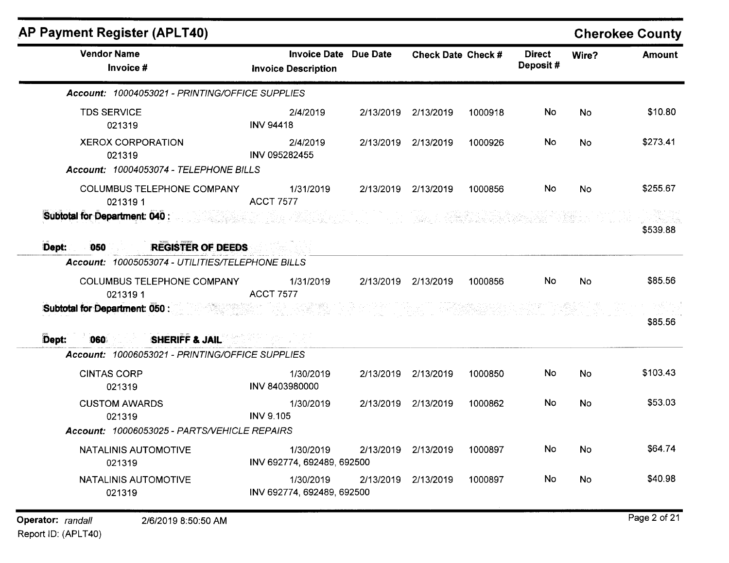## AP Payment Register (APLT40)

**Cherokee County**

| Vendor Name / Invoice # | Invoice Date / Invoice Description | Due Date | Check Date | Check # | Direct Deposit # | Wire? | Amount |
|---|---|---|---|---|---|---|---|
| *Account: 10004053021 - PRINTING/OFFICE SUPPLIES* | | | | | | | |
| TDS SERVICE / 021319 | 2/4/2019 / INV 94418 | 2/13/2019 | 2/13/2019 | 1000918 | No | No | $10.80 |
| XEROX CORPORATION / 021319 | 2/4/2019 / INV 095282455 | 2/13/2019 | 2/13/2019 | 1000926 | No | No | $273.41 |
| *Account: 10004053074 - TELEPHONE BILLS* | | | | | | | |
| COLUMBUS TELEPHONE COMPANY / 021319 1 | 1/31/2019 / ACCT 7577 | 2/13/2019 | 2/13/2019 | 1000856 | No | No | $255.67 |
| **Subtotal for Department: 040 :** | | | | | | | $539.88 |
| **Dept: 050 REGISTER OF DEEDS** | | | | | | | |
| *Account: 10005053074 - UTILITIES/TELEPHONE BILLS* | | | | | | | |
| COLUMBUS TELEPHONE COMPANY / 021319 1 | 1/31/2019 / ACCT 7577 | 2/13/2019 | 2/13/2019 | 1000856 | No | No | $85.56 |
| **Subtotal for Department: 050 :** | | | | | | | $85.56 |
| **Dept: 060 SHERIFF & JAIL** | | | | | | | |
| *Account: 10006053021 - PRINTING/OFFICE SUPPLIES* | | | | | | | |
| CINTAS CORP / 021319 | 1/30/2019 / INV 8403980000 | 2/13/2019 | 2/13/2019 | 1000850 | No | No | $103.43 |
| CUSTOM AWARDS / 021319 | 1/30/2019 / INV 9.105 | 2/13/2019 | 2/13/2019 | 1000862 | No | No | $53.03 |
| *Account: 10006053025 - PARTS/VEHICLE REPAIRS* | | | | | | | |
| NATALINIS AUTOMOTIVE / 021319 | 1/30/2019 / INV 692774, 692489, 692500 | 2/13/2019 | 2/13/2019 | 1000897 | No | No | $64.74 |
| NATALINIS AUTOMOTIVE / 021319 | 1/30/2019 / INV 692774, 692489, 692500 | 2/13/2019 | 2/13/2019 | 1000897 | No | No | $40.98 |

**Operator:** *randall* 2/6/2019 8:50:50 AM
Report ID: (APLT40)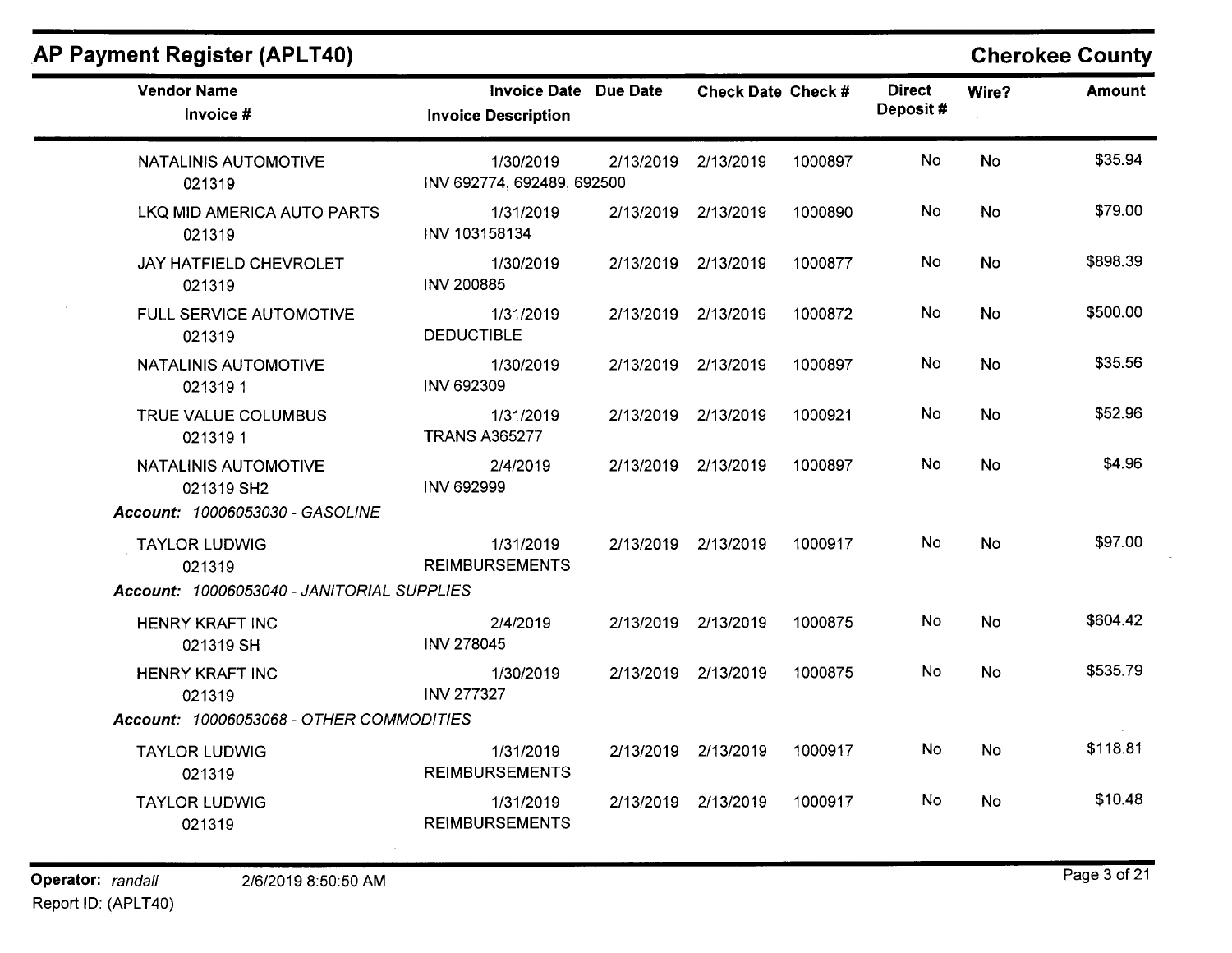## AP Payment Register (APLT40)

**Cherokee County**

| Vendor Name / Invoice # | Invoice Date / Invoice Description | Due Date | Check Date | Check # | Direct Deposit # | Wire? | Amount |
|---|---|---|---|---|---|---|---|
| NATALINIS AUTOMOTIVE<br>021319 | 1/30/2019<br>INV 692774, 692489, 692500 | 2/13/2019 | 2/13/2019 | 1000897 | No | No | $35.94 |
| LKQ MID AMERICA AUTO PARTS<br>021319 | 1/31/2019<br>INV 103158134 | 2/13/2019 | 2/13/2019 | 1000890 | No | No | $79.00 |
| JAY HATFIELD CHEVROLET<br>021319 | 1/30/2019<br>INV 200885 | 2/13/2019 | 2/13/2019 | 1000877 | No | No | $898.39 |
| FULL SERVICE AUTOMOTIVE<br>021319 | 1/31/2019<br>DEDUCTIBLE | 2/13/2019 | 2/13/2019 | 1000872 | No | No | $500.00 |
| NATALINIS AUTOMOTIVE<br>021319 1 | 1/30/2019<br>INV 692309 | 2/13/2019 | 2/13/2019 | 1000897 | No | No | $35.56 |
| TRUE VALUE COLUMBUS<br>021319 1 | 1/31/2019<br>TRANS A365277 | 2/13/2019 | 2/13/2019 | 1000921 | No | No | $52.96 |
| NATALINIS AUTOMOTIVE<br>021319 SH2 | 2/4/2019<br>INV 692999 | 2/13/2019 | 2/13/2019 | 1000897 | No | No | $4.96 |
| ***Account:** 10006053030 - GASOLINE* | | | | | | | |
| TAYLOR LUDWIG<br>021319 | 1/31/2019<br>REIMBURSEMENTS | 2/13/2019 | 2/13/2019 | 1000917 | No | No | $97.00 |
| ***Account:** 10006053040 - JANITORIAL SUPPLIES* | | | | | | | |
| HENRY KRAFT INC<br>021319 SH | 2/4/2019<br>INV 278045 | 2/13/2019 | 2/13/2019 | 1000875 | No | No | $604.42 |
| HENRY KRAFT INC<br>021319 | 1/30/2019<br>INV 277327 | 2/13/2019 | 2/13/2019 | 1000875 | No | No | $535.79 |
| ***Account:** 10006053068 - OTHER COMMODITIES* | | | | | | | |
| TAYLOR LUDWIG<br>021319 | 1/31/2019<br>REIMBURSEMENTS | 2/13/2019 | 2/13/2019 | 1000917 | No | No | $118.81 |
| TAYLOR LUDWIG<br>021319 | 1/31/2019<br>REIMBURSEMENTS | 2/13/2019 | 2/13/2019 | 1000917 | No | No | $10.48 |

**Operator:** *randall* 2/6/2019 8:50:50 AM

Report ID: (APLT40)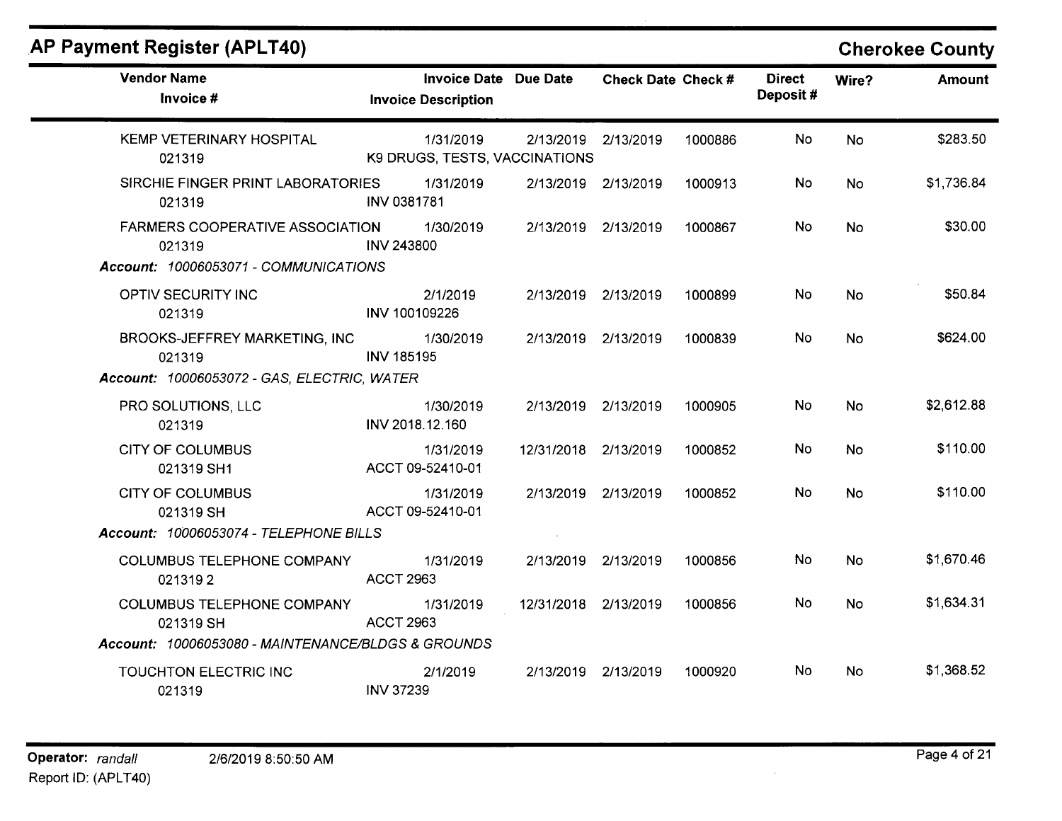## AP Payment Register (APLT40)

**Cherokee County**

| Vendor Name / Invoice # | Invoice Date / Invoice Description | Due Date | Check Date | Check # | Direct Deposit # | Wire? | Amount |
|---|---|---|---|---|---|---|---|
| KEMP VETERINARY HOSPITAL<br>021319 | 1/31/2019<br>K9 DRUGS, TESTS, VACCINATIONS | 2/13/2019 | 2/13/2019 | 1000886 | No | No | $283.50 |
| SIRCHIE FINGER PRINT LABORATORIES<br>021319 | 1/31/2019<br>INV 0381781 | 2/13/2019 | 2/13/2019 | 1000913 | No | No | $1,736.84 |
| FARMERS COOPERATIVE ASSOCIATION<br>021319 | 1/30/2019<br>INV 243800 | 2/13/2019 | 2/13/2019 | 1000867 | No | No | $30.00 |
| ***Account:** 10006053071 - COMMUNICATIONS* | | | | | | | |
| OPTIV SECURITY INC<br>021319 | 2/1/2019<br>INV 100109226 | 2/13/2019 | 2/13/2019 | 1000899 | No | No | $50.84 |
| BROOKS-JEFFREY MARKETING, INC<br>021319 | 1/30/2019<br>INV 185195 | 2/13/2019 | 2/13/2019 | 1000839 | No | No | $624.00 |
| ***Account:** 10006053072 - GAS, ELECTRIC, WATER* | | | | | | | |
| PRO SOLUTIONS, LLC<br>021319 | 1/30/2019<br>INV 2018.12.160 | 2/13/2019 | 2/13/2019 | 1000905 | No | No | $2,612.88 |
| CITY OF COLUMBUS<br>021319 SH1 | 1/31/2019<br>ACCT 09-52410-01 | 12/31/2018 | 2/13/2019 | 1000852 | No | No | $110.00 |
| CITY OF COLUMBUS<br>021319 SH | 1/31/2019<br>ACCT 09-52410-01 | 2/13/2019 | 2/13/2019 | 1000852 | No | No | $110.00 |
| ***Account:** 10006053074 - TELEPHONE BILLS* | | | | | | | |
| COLUMBUS TELEPHONE COMPANY<br>021319 2 | 1/31/2019<br>ACCT 2963 | 2/13/2019 | 2/13/2019 | 1000856 | No | No | $1,670.46 |
| COLUMBUS TELEPHONE COMPANY<br>021319 SH | 1/31/2019<br>ACCT 2963 | 12/31/2018 | 2/13/2019 | 1000856 | No | No | $1,634.31 |
| ***Account:** 10006053080 - MAINTENANCE/BLDGS & GROUNDS* | | | | | | | |
| TOUCHTON ELECTRIC INC<br>021319 | 2/1/2019<br>INV 37239 | 2/13/2019 | 2/13/2019 | 1000920 | No | No | $1,368.52 |

**Operator:** *randall* 2/6/2019 8:50:50 AM
Report ID: (APLT40)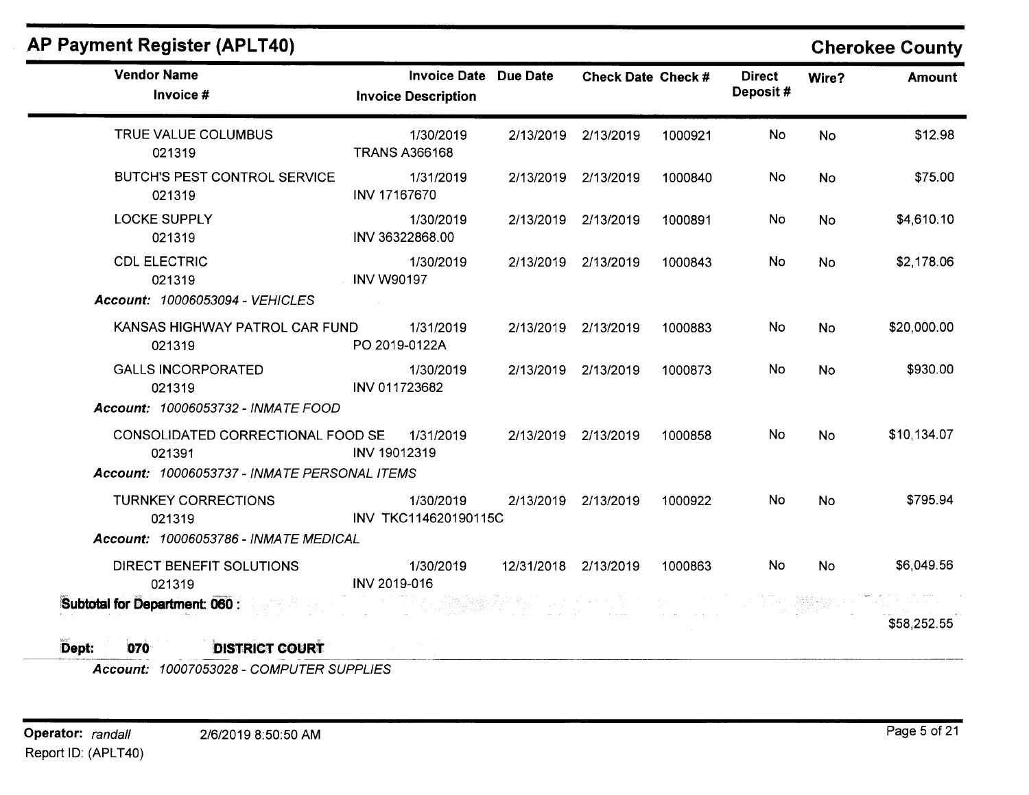## AP Payment Register (APLT40)

**Cherokee County**

| Vendor Name / Invoice # | Invoice Date / Invoice Description | Due Date | Check Date | Check # | Direct Deposit # | Wire? | Amount |
|---|---|---|---|---|---|---|---|
| TRUE VALUE COLUMBUS<br>021319 | 1/30/2019<br>TRANS A366168 | 2/13/2019 | 2/13/2019 | 1000921 | No | No | $12.98 |
| BUTCH'S PEST CONTROL SERVICE<br>021319 | 1/31/2019<br>INV 17167670 | 2/13/2019 | 2/13/2019 | 1000840 | No | No | $75.00 |
| LOCKE SUPPLY<br>021319 | 1/30/2019<br>INV 36322868.00 | 2/13/2019 | 2/13/2019 | 1000891 | No | No | $4,610.10 |
| CDL ELECTRIC<br>021319 | 1/30/2019<br>INV W90197 | 2/13/2019 | 2/13/2019 | 1000843 | No | No | $2,178.06 |
| ***Account:** 10006053094 - VEHICLES* | | | | | | | |
| KANSAS HIGHWAY PATROL CAR FUND<br>021319 | 1/31/2019<br>PO 2019-0122A | 2/13/2019 | 2/13/2019 | 1000883 | No | No | $20,000.00 |
| GALLS INCORPORATED<br>021319 | 1/30/2019<br>INV 011723682 | 2/13/2019 | 2/13/2019 | 1000873 | No | No | $930.00 |
| ***Account:** 10006053732 - INMATE FOOD* | | | | | | | |
| CONSOLIDATED CORRECTIONAL FOOD SE<br>021391 | 1/31/2019<br>INV 19012319 | 2/13/2019 | 2/13/2019 | 1000858 | No | No | $10,134.07 |
| ***Account:** 10006053737 - INMATE PERSONAL ITEMS* | | | | | | | |
| TURNKEY CORRECTIONS<br>021319 | 1/30/2019<br>INV TKC114620190115C | 2/13/2019 | 2/13/2019 | 1000922 | No | No | $795.94 |
| ***Account:** 10006053786 - INMATE MEDICAL* | | | | | | | |
| DIRECT BENEFIT SOLUTIONS<br>021319 | 1/30/2019<br>INV 2019-016 | 12/31/2018 | 2/13/2019 | 1000863 | No | No | $6,049.56 |
| **Subtotal for Department: 060 :** | | | | | | | $58,252.55 |

**Dept: 070 DISTRICT COURT**

***Account:** 10007053028 - COMPUTER SUPPLIES*

**Operator:** *randall* 2/6/2019 8:50:50 AM

Report ID: (APLT40)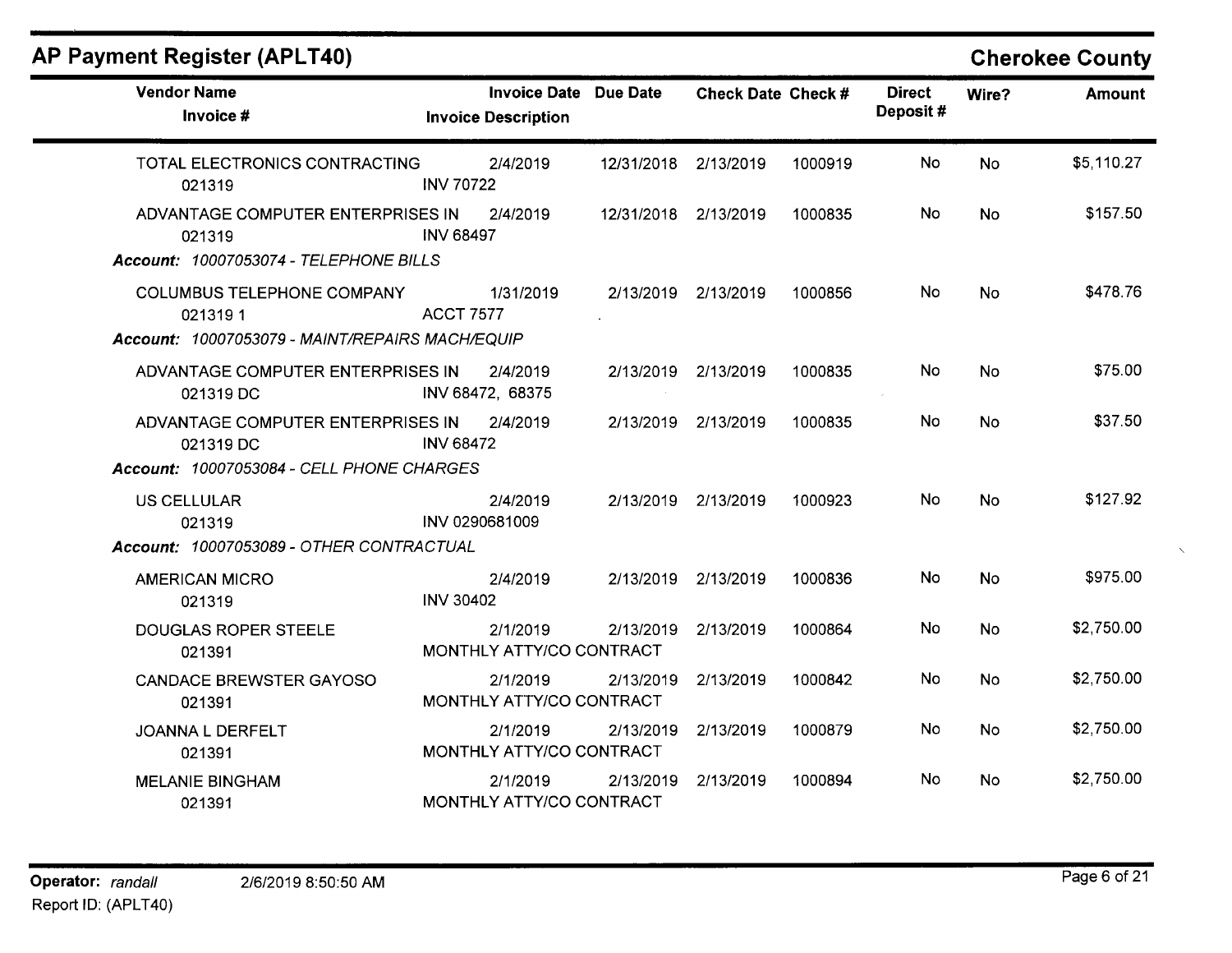## AP Payment Register (APLT40)

**Cherokee County**

| Vendor Name / Invoice # | Invoice Date / Invoice Description | Due Date | Check Date | Check # | Direct Deposit # | Wire? | Amount |
|---|---|---|---|---|---|---|---|
| TOTAL ELECTRONICS CONTRACTING<br>021319 | 2/4/2019<br>INV 70722 | 12/31/2018 | 2/13/2019 | 1000919 | No | No | $5,110.27 |
| ADVANTAGE COMPUTER ENTERPRISES IN<br>021319 | 2/4/2019<br>INV 68497 | 12/31/2018 | 2/13/2019 | 1000835 | No | No | $157.50 |
| ***Account:*** *10007053074 - TELEPHONE BILLS* | | | | | | | |
| COLUMBUS TELEPHONE COMPANY<br>021319 1 | 1/31/2019<br>ACCT 7577 | 2/13/2019 | 2/13/2019 | 1000856 | No | No | $478.76 |
| ***Account:*** *10007053079 - MAINT/REPAIRS MACH/EQUIP* | | | | | | | |
| ADVANTAGE COMPUTER ENTERPRISES IN<br>021319 DC | 2/4/2019<br>INV 68472, 68375 | 2/13/2019 | 2/13/2019 | 1000835 | No | No | $75.00 |
| ADVANTAGE COMPUTER ENTERPRISES IN<br>021319 DC | 2/4/2019<br>INV 68472 | 2/13/2019 | 2/13/2019 | 1000835 | No | No | $37.50 |
| ***Account:*** *10007053084 - CELL PHONE CHARGES* | | | | | | | |
| US CELLULAR<br>021319 | 2/4/2019<br>INV 0290681009 | 2/13/2019 | 2/13/2019 | 1000923 | No | No | $127.92 |
| ***Account:*** *10007053089 - OTHER CONTRACTUAL* | | | | | | | |
| AMERICAN MICRO<br>021319 | 2/4/2019<br>INV 30402 | 2/13/2019 | 2/13/2019 | 1000836 | No | No | $975.00 |
| DOUGLAS ROPER STEELE<br>021391 | 2/1/2019<br>MONTHLY ATTY/CO CONTRACT | 2/13/2019 | 2/13/2019 | 1000864 | No | No | $2,750.00 |
| CANDACE BREWSTER GAYOSO<br>021391 | 2/1/2019<br>MONTHLY ATTY/CO CONTRACT | 2/13/2019 | 2/13/2019 | 1000842 | No | No | $2,750.00 |
| JOANNA L DERFELT<br>021391 | 2/1/2019<br>MONTHLY ATTY/CO CONTRACT | 2/13/2019 | 2/13/2019 | 1000879 | No | No | $2,750.00 |
| MELANIE BINGHAM<br>021391 | 2/1/2019<br>MONTHLY ATTY/CO CONTRACT | 2/13/2019 | 2/13/2019 | 1000894 | No | No | $2,750.00 |

**Operator:** *randall* 2/6/2019 8:50:50 AM
Report ID: (APLT40)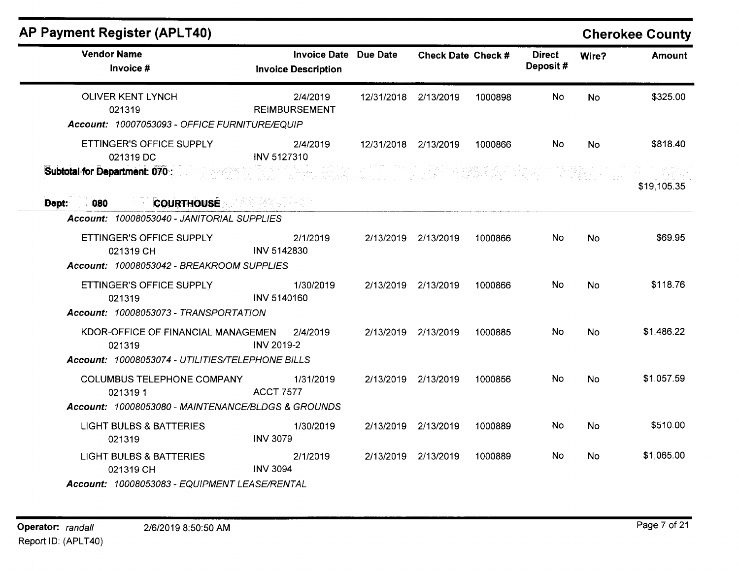# AP Payment Register (APLT40)

**Cherokee County**

| Vendor Name / Invoice # | Invoice Date / Invoice Description | Due Date | Check Date | Check # | Direct Deposit # | Wire? | Amount |
|---|---|---|---|---|---|---|---|
| OLIVER KENT LYNCH<br>021319 | 2/4/2019<br>REIMBURSEMENT | 12/31/2018 | 2/13/2019 | 1000898 | No | No | $325.00 |
| ***Account:** 10007053093 - OFFICE FURNITURE/EQUIP* | | | | | | | |
| ETTINGER'S OFFICE SUPPLY<br>021319 DC | 2/4/2019<br>INV 5127310 | 12/31/2018 | 2/13/2019 | 1000866 | No | No | $818.40 |
| **Subtotal for Department: 070 :** | | | | | | | $19,105.35 |
| **Dept: 080 COURTHOUSE** | | | | | | | |
| ***Account:** 10008053040 - JANITORIAL SUPPLIES* | | | | | | | |
| ETTINGER'S OFFICE SUPPLY<br>021319 CH | 2/1/2019<br>INV 5142830 | 2/13/2019 | 2/13/2019 | 1000866 | No | No | $69.95 |
| ***Account:** 10008053042 - BREAKROOM SUPPLIES* | | | | | | | |
| ETTINGER'S OFFICE SUPPLY<br>021319 | 1/30/2019<br>INV 5140160 | 2/13/2019 | 2/13/2019 | 1000866 | No | No | $118.76 |
| ***Account:** 10008053073 - TRANSPORTATION* | | | | | | | |
| KDOR-OFFICE OF FINANCIAL MANAGEMEN<br>021319 | 2/4/2019<br>INV 2019-2 | 2/13/2019 | 2/13/2019 | 1000885 | No | No | $1,486.22 |
| ***Account:** 10008053074 - UTILITIES/TELEPHONE BILLS* | | | | | | | |
| COLUMBUS TELEPHONE COMPANY<br>021319 1 | 1/31/2019<br>ACCT 7577 | 2/13/2019 | 2/13/2019 | 1000856 | No | No | $1,057.59 |
| ***Account:** 10008053080 - MAINTENANCE/BLDGS & GROUNDS* | | | | | | | |
| LIGHT BULBS & BATTERIES<br>021319 | 1/30/2019<br>INV 3079 | 2/13/2019 | 2/13/2019 | 1000889 | No | No | $510.00 |
| LIGHT BULBS & BATTERIES<br>021319 CH | 2/1/2019<br>INV 3094 | 2/13/2019 | 2/13/2019 | 1000889 | No | No | $1,065.00 |
| ***Account:** 10008053083 - EQUIPMENT LEASE/RENTAL* | | | | | | | |

**Operator:** *randall* 2/6/2019 8:50:50 AM
Report ID: (APLT40)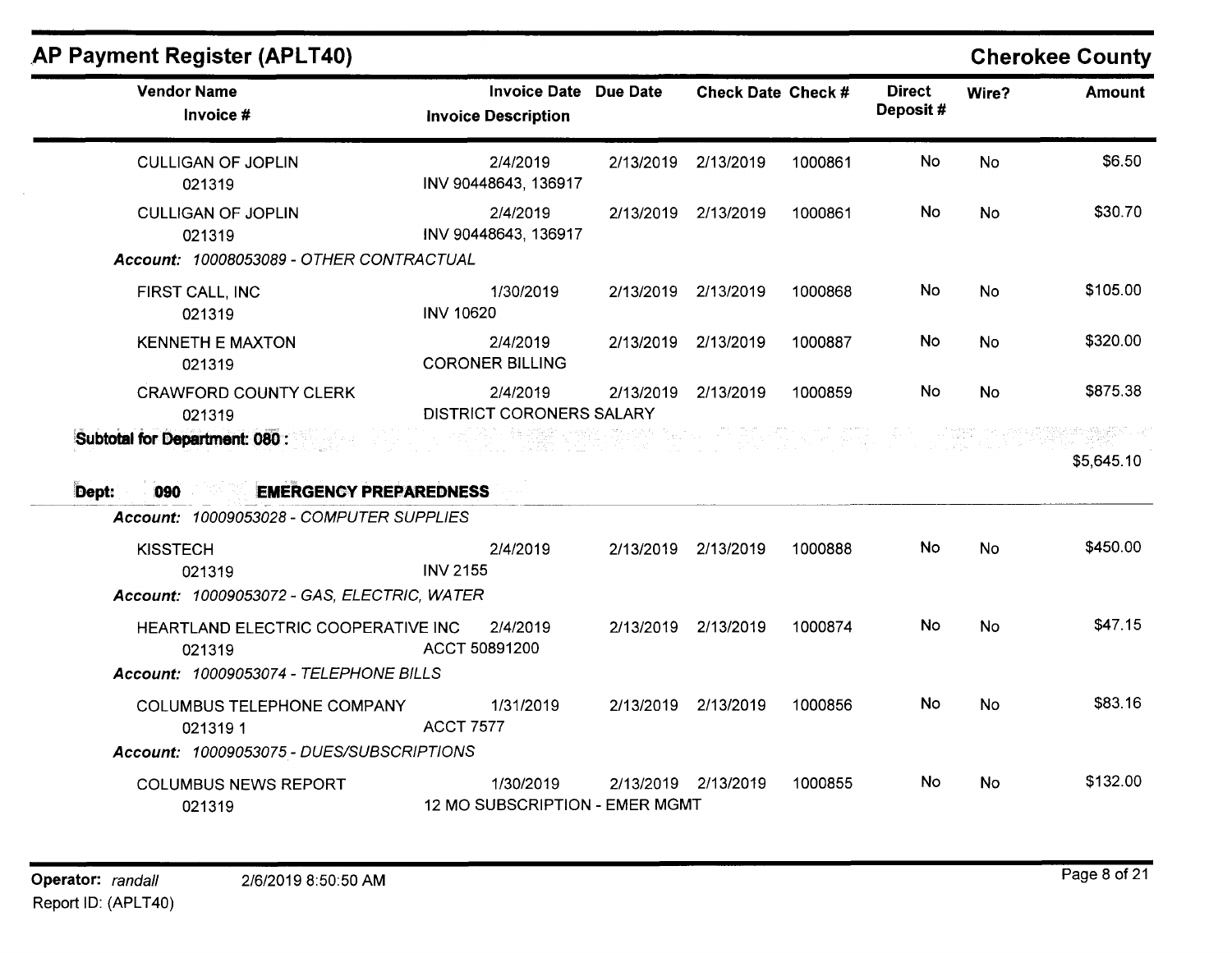## AP Payment Register (APLT40)

**Cherokee County**

| Vendor Name / Invoice # | Invoice Date / Invoice Description | Due Date | Check Date | Check # | Direct Deposit # | Wire? | Amount |
|---|---|---|---|---|---|---|---|
| CULLIGAN OF JOPLIN 021319 | 2/4/2019 INV 90448643, 136917 | 2/13/2019 | 2/13/2019 | 1000861 | No | No | $6.50 |
| CULLIGAN OF JOPLIN 021319 | 2/4/2019 INV 90448643, 136917 | 2/13/2019 | 2/13/2019 | 1000861 | No | No | $30.70 |
| ***Account:*** *10008053089 - OTHER CONTRACTUAL* | | | | | | | |
| FIRST CALL, INC 021319 | 1/30/2019 INV 10620 | 2/13/2019 | 2/13/2019 | 1000868 | No | No | $105.00 |
| KENNETH E MAXTON 021319 | 2/4/2019 CORONER BILLING | 2/13/2019 | 2/13/2019 | 1000887 | No | No | $320.00 |
| CRAWFORD COUNTY CLERK 021319 | 2/4/2019 DISTRICT CORONERS SALARY | 2/13/2019 | 2/13/2019 | 1000859 | No | No | $875.38 |
| **Subtotal for Department: 080 :** | | | | | | | $5,645.10 |
| **Dept: 090 EMERGENCY PREPAREDNESS** | | | | | | | |
| ***Account:*** *10009053028 - COMPUTER SUPPLIES* | | | | | | | |
| KISSTECH 021319 | 2/4/2019 INV 2155 | 2/13/2019 | 2/13/2019 | 1000888 | No | No | $450.00 |
| ***Account:*** *10009053072 - GAS, ELECTRIC, WATER* | | | | | | | |
| HEARTLAND ELECTRIC COOPERATIVE INC 021319 | 2/4/2019 ACCT 50891200 | 2/13/2019 | 2/13/2019 | 1000874 | No | No | $47.15 |
| ***Account:*** *10009053074 - TELEPHONE BILLS* | | | | | | | |
| COLUMBUS TELEPHONE COMPANY 021319 1 | 1/31/2019 ACCT 7577 | 2/13/2019 | 2/13/2019 | 1000856 | No | No | $83.16 |
| ***Account:*** *10009053075 - DUES/SUBSCRIPTIONS* | | | | | | | |
| COLUMBUS NEWS REPORT 021319 | 1/30/2019 12 MO SUBSCRIPTION - EMER MGMT | 2/13/2019 | 2/13/2019 | 1000855 | No | No | $132.00 |

**Operator:** *randall* 2/6/2019 8:50:50 AM
Report ID: (APLT40)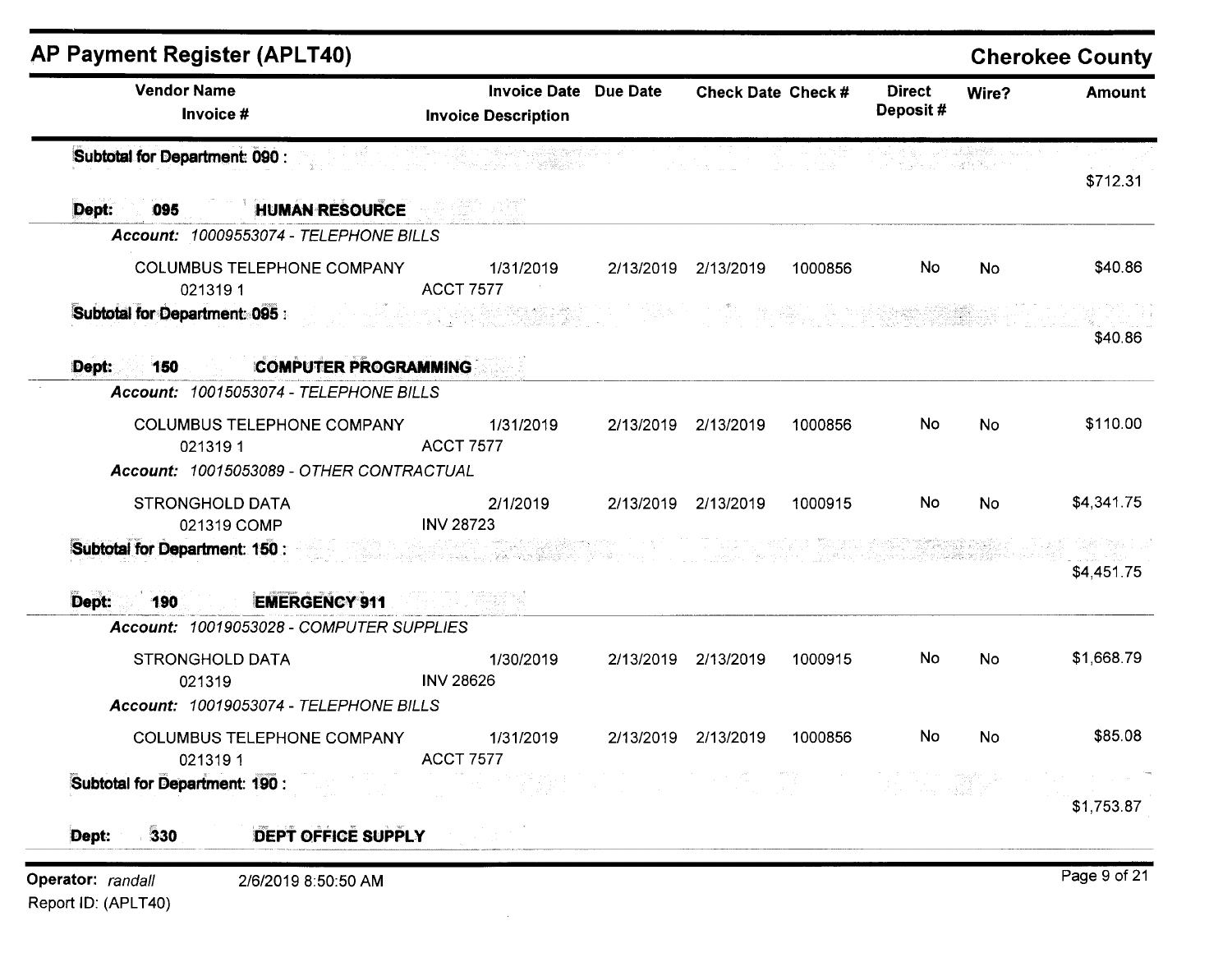## AP Payment Register (APLT40)

**Cherokee County**

| Vendor Name / Invoice # | Invoice Date / Invoice Description | Due Date | Check Date | Check # | Direct Deposit # | Wire? | Amount |
|---|---|---|---|---|---|---|---|
| **Subtotal for Department: 090 :** | | | | | | | $712.31 |
| **Dept: 095 HUMAN RESOURCE** | | | | | | | |
| *Account: 10009553074 - TELEPHONE BILLS* | | | | | | | |
| COLUMBUS TELEPHONE COMPANY | 1/31/2019 | 2/13/2019 | 2/13/2019 | 1000856 | No | No | $40.86 |
| 021319 1 | ACCT 7577 | | | | | | |
| **Subtotal for Department: 095 :** | | | | | | | $40.86 |
| **Dept: 150 COMPUTER PROGRAMMING** | | | | | | | |
| *Account: 10015053074 - TELEPHONE BILLS* | | | | | | | |
| COLUMBUS TELEPHONE COMPANY | 1/31/2019 | 2/13/2019 | 2/13/2019 | 1000856 | No | No | $110.00 |
| 021319 1 | ACCT 7577 | | | | | | |
| *Account: 10015053089 - OTHER CONTRACTUAL* | | | | | | | |
| STRONGHOLD DATA | 2/1/2019 | 2/13/2019 | 2/13/2019 | 1000915 | No | No | $4,341.75 |
| 021319 COMP | INV 28723 | | | | | | |
| **Subtotal for Department: 150 :** | | | | | | | $4,451.75 |
| **Dept: 190 EMERGENCY 911** | | | | | | | |
| *Account: 10019053028 - COMPUTER SUPPLIES* | | | | | | | |
| STRONGHOLD DATA | 1/30/2019 | 2/13/2019 | 2/13/2019 | 1000915 | No | No | $1,668.79 |
| 021319 | INV 28626 | | | | | | |
| *Account: 10019053074 - TELEPHONE BILLS* | | | | | | | |
| COLUMBUS TELEPHONE COMPANY | 1/31/2019 | 2/13/2019 | 2/13/2019 | 1000856 | No | No | $85.08 |
| 021319 1 | ACCT 7577 | | | | | | |
| **Subtotal for Department: 190 :** | | | | | | | $1,753.87 |
| **Dept: 330 DEPT OFFICE SUPPLY** | | | | | | | |

Operator: *randall* 2/6/2019 8:50:50 AM

Report ID: (APLT40)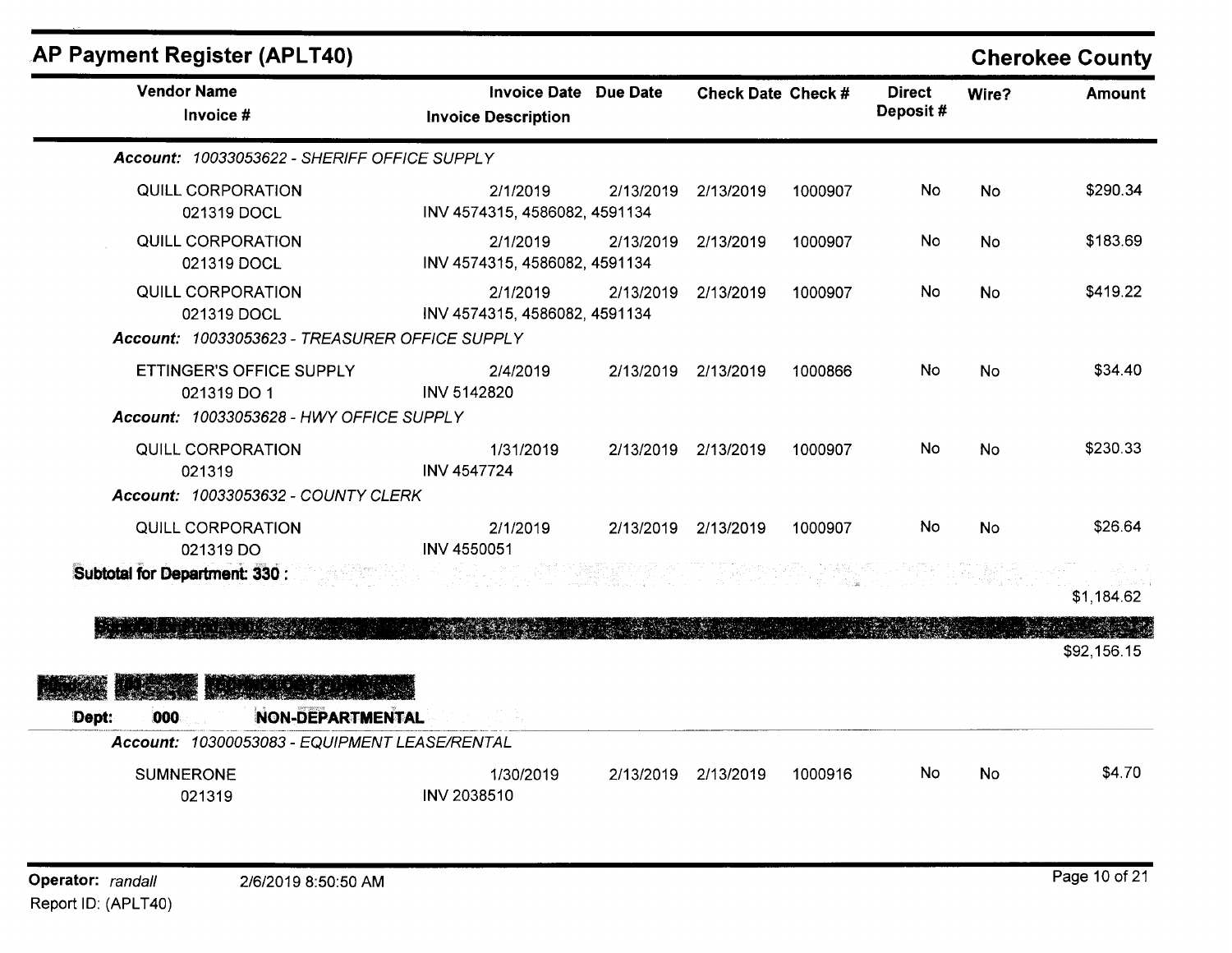## AP Payment Register (APLT40)

**Cherokee County**

| Vendor Name / Invoice # | Invoice Date / Invoice Description | Due Date | Check Date | Check # | Direct Deposit # | Wire? | Amount |
|---|---|---|---|---|---|---|---|
| *Account: 10033053622 - SHERIFF OFFICE SUPPLY* | | | | | | | |
| QUILL CORPORATION<br>021319 DOCL | 2/1/2019<br>INV 4574315, 4586082, 4591134 | 2/13/2019 | 2/13/2019 | 1000907 | No | No | $290.34 |
| QUILL CORPORATION<br>021319 DOCL | 2/1/2019<br>INV 4574315, 4586082, 4591134 | 2/13/2019 | 2/13/2019 | 1000907 | No | No | $183.69 |
| QUILL CORPORATION<br>021319 DOCL | 2/1/2019<br>INV 4574315, 4586082, 4591134 | 2/13/2019 | 2/13/2019 | 1000907 | No | No | $419.22 |
| *Account: 10033053623 - TREASURER OFFICE SUPPLY* | | | | | | | |
| ETTINGER'S OFFICE SUPPLY<br>021319 DO 1 | 2/4/2019<br>INV 5142820 | 2/13/2019 | 2/13/2019 | 1000866 | No | No | $34.40 |
| *Account: 10033053628 - HWY OFFICE SUPPLY* | | | | | | | |
| QUILL CORPORATION<br>021319 | 1/31/2019<br>INV 4547724 | 2/13/2019 | 2/13/2019 | 1000907 | No | No | $230.33 |
| *Account: 10033053632 - COUNTY CLERK* | | | | | | | |
| QUILL CORPORATION<br>021319 DO | 2/1/2019<br>INV 4550051 | 2/13/2019 | 2/13/2019 | 1000907 | No | No | $26.64 |
| **Subtotal for Department: 330 :** | | | | | | | $1,184.62 |
| | | | | | | | $92,156.15 |

**Dept: 000 NON-DEPARTMENTAL**

| Vendor Name / Invoice # | Invoice Date / Invoice Description | Due Date | Check Date | Check # | Direct Deposit # | Wire? | Amount |
|---|---|---|---|---|---|---|---|
| *Account: 10300053083 - EQUIPMENT LEASE/RENTAL* | | | | | | | |
| SUMNERONE<br>021319 | 1/30/2019<br>INV 2038510 | 2/13/2019 | 2/13/2019 | 1000916 | No | No | $4.70 |

Operator: *randall* 2/6/2019 8:50:50 AM

Report ID: (APLT40)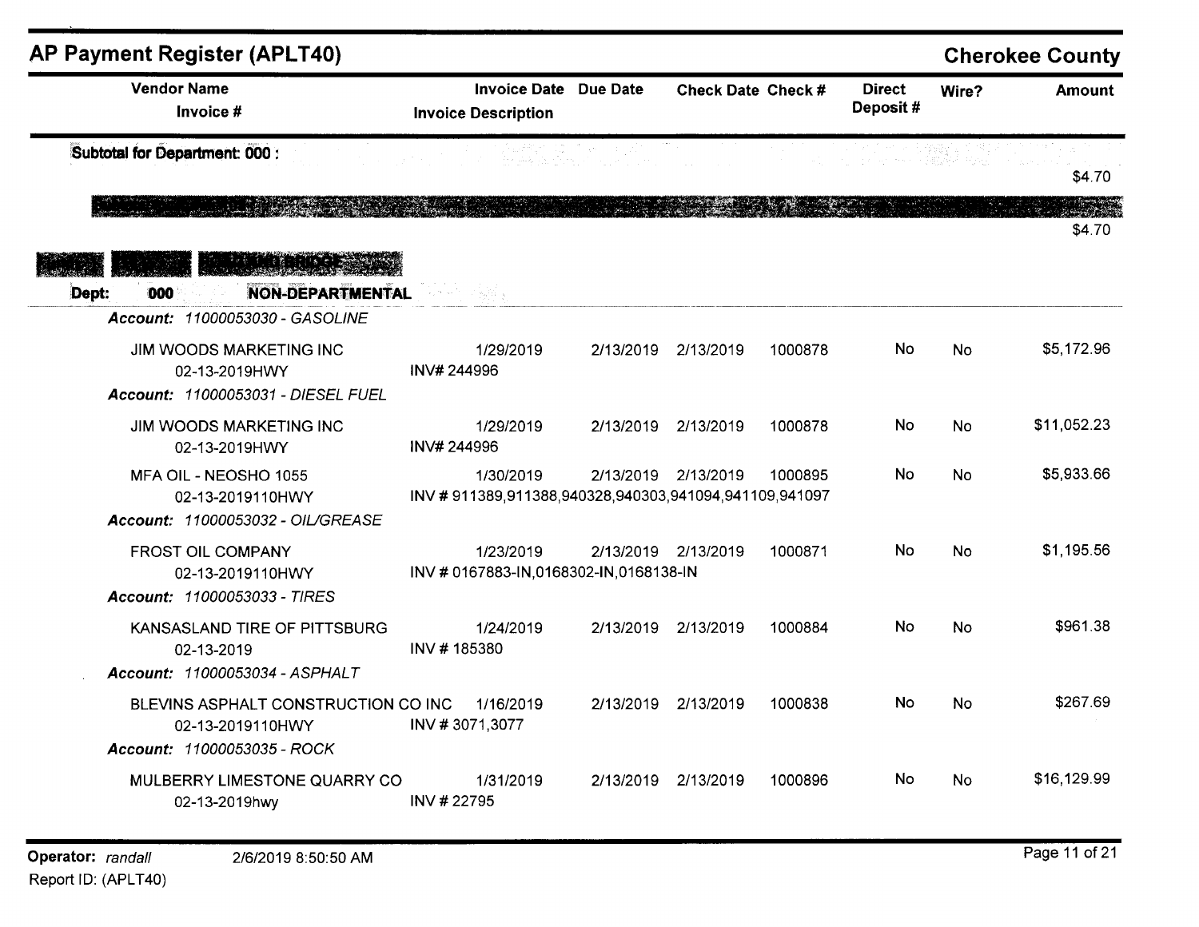## AP Payment Register (APLT40)

**Cherokee County**

| Vendor Name / Invoice # | Invoice Date / Invoice Description | Due Date | Check Date | Check # | Direct Deposit # | Wire? | Amount |
|---|---|---|---|---|---|---|---|
| **Subtotal for Department: 000 :** | | | | | | | $4.70 |
| | | | | | | | $4.70 |

**Dept: 000 NON-DEPARTMENTAL**

*Account: 11000053030 - GASOLINE*

| Vendor Name / Invoice # | Invoice Date / Invoice Description | Due Date | Check Date | Check # | Direct Deposit # | Wire? | Amount |
|---|---|---|---|---|---|---|---|
| JIM WOODS MARKETING INC<br>02-13-2019HWY | 1/29/2019<br>INV# 244996 | 2/13/2019 | 2/13/2019 | 1000878 | No | No | $5,172.96 |

*Account: 11000053031 - DIESEL FUEL*

| Vendor Name / Invoice # | Invoice Date / Invoice Description | Due Date | Check Date | Check # | Direct Deposit # | Wire? | Amount |
|---|---|---|---|---|---|---|---|
| JIM WOODS MARKETING INC<br>02-13-2019HWY | 1/29/2019<br>INV# 244996 | 2/13/2019 | 2/13/2019 | 1000878 | No | No | $11,052.23 |
| MFA OIL - NEOSHO 1055<br>02-13-2019110HWY | 1/30/2019<br>INV # 911389,911388,940328,940303,941094,941109,941097 | 2/13/2019 | 2/13/2019 | 1000895 | No | No | $5,933.66 |

*Account: 11000053032 - OIL/GREASE*

| Vendor Name / Invoice # | Invoice Date / Invoice Description | Due Date | Check Date | Check # | Direct Deposit # | Wire? | Amount |
|---|---|---|---|---|---|---|---|
| FROST OIL COMPANY<br>02-13-2019110HWY | 1/23/2019<br>INV # 0167883-IN,0168302-IN,0168138-IN | 2/13/2019 | 2/13/2019 | 1000871 | No | No | $1,195.56 |

*Account: 11000053033 - TIRES*

| Vendor Name / Invoice # | Invoice Date / Invoice Description | Due Date | Check Date | Check # | Direct Deposit # | Wire? | Amount |
|---|---|---|---|---|---|---|---|
| KANSASLAND TIRE OF PITTSBURG<br>02-13-2019 | 1/24/2019<br>INV # 185380 | 2/13/2019 | 2/13/2019 | 1000884 | No | No | $961.38 |

*Account: 11000053034 - ASPHALT*

| Vendor Name / Invoice # | Invoice Date / Invoice Description | Due Date | Check Date | Check # | Direct Deposit # | Wire? | Amount |
|---|---|---|---|---|---|---|---|
| BLEVINS ASPHALT CONSTRUCTION CO INC<br>02-13-2019110HWY | 1/16/2019<br>INV # 3071,3077 | 2/13/2019 | 2/13/2019 | 1000838 | No | No | $267.69 |

*Account: 11000053035 - ROCK*

| Vendor Name / Invoice # | Invoice Date / Invoice Description | Due Date | Check Date | Check # | Direct Deposit # | Wire? | Amount |
|---|---|---|---|---|---|---|---|
| MULBERRY LIMESTONE QUARRY CO<br>02-13-2019hwy | 1/31/2019<br>INV # 22795 | 2/13/2019 | 2/13/2019 | 1000896 | No | No | $16,129.99 |

**Operator:** *randall* 2/6/2019 8:50:50 AM

Report ID: (APLT40)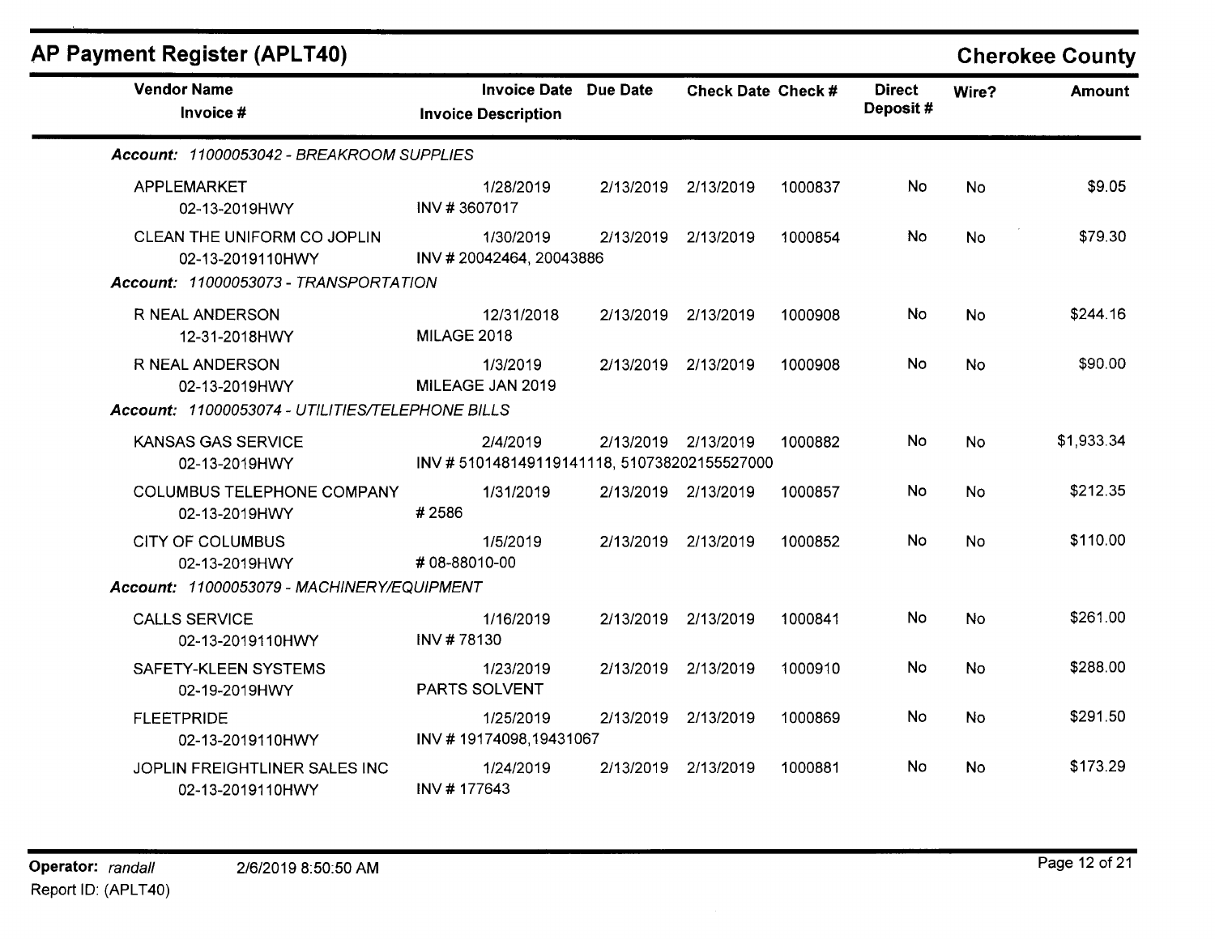## AP Payment Register (APLT40)

**Cherokee County**

| Vendor Name / Invoice # | Invoice Date / Invoice Description | Due Date | Check Date | Check # | Direct Deposit # | Wire? | Amount |
|---|---|---|---|---|---|---|---|
| ***Account: 11000053042 - BREAKROOM SUPPLIES*** | | | | | | | |
| APPLEMARKET | 1/28/2019 | 2/13/2019 | 2/13/2019 | 1000837 | No | No | $9.05 |
| 02-13-2019HWY | INV # 3607017 | | | | | | |
| CLEAN THE UNIFORM CO JOPLIN | 1/30/2019 | 2/13/2019 | 2/13/2019 | 1000854 | No | No | $79.30 |
| 02-13-2019110HWY | INV # 20042464, 20043886 | | | | | | |
| ***Account: 11000053073 - TRANSPORTATION*** | | | | | | | |
| R NEAL ANDERSON | 12/31/2018 | 2/13/2019 | 2/13/2019 | 1000908 | No | No | $244.16 |
| 12-31-2018HWY | MILAGE 2018 | | | | | | |
| R NEAL ANDERSON | 1/3/2019 | 2/13/2019 | 2/13/2019 | 1000908 | No | No | $90.00 |
| 02-13-2019HWY | MILEAGE JAN 2019 | | | | | | |
| ***Account: 11000053074 - UTILITIES/TELEPHONE BILLS*** | | | | | | | |
| KANSAS GAS SERVICE | 2/4/2019 | 2/13/2019 | 2/13/2019 | 1000882 | No | No | $1,933.34 |
| 02-13-2019HWY | INV # 510148149119141118, 510738202155527000 | | | | | | |
| COLUMBUS TELEPHONE COMPANY | 1/31/2019 | 2/13/2019 | 2/13/2019 | 1000857 | No | No | $212.35 |
| 02-13-2019HWY | # 2586 | | | | | | |
| CITY OF COLUMBUS | 1/5/2019 | 2/13/2019 | 2/13/2019 | 1000852 | No | No | $110.00 |
| 02-13-2019HWY | # 08-88010-00 | | | | | | |
| ***Account: 11000053079 - MACHINERY/EQUIPMENT*** | | | | | | | |
| CALLS SERVICE | 1/16/2019 | 2/13/2019 | 2/13/2019 | 1000841 | No | No | $261.00 |
| 02-13-2019110HWY | INV # 78130 | | | | | | |
| SAFETY-KLEEN SYSTEMS | 1/23/2019 | 2/13/2019 | 2/13/2019 | 1000910 | No | No | $288.00 |
| 02-19-2019HWY | PARTS SOLVENT | | | | | | |
| FLEETPRIDE | 1/25/2019 | 2/13/2019 | 2/13/2019 | 1000869 | No | No | $291.50 |
| 02-13-2019110HWY | INV # 19174098,19431067 | | | | | | |
| JOPLIN FREIGHTLINER SALES INC | 1/24/2019 | 2/13/2019 | 2/13/2019 | 1000881 | No | No | $173.29 |
| 02-13-2019110HWY | INV # 177643 | | | | | | |

**Operator:** *randall* 2/6/2019 8:50:50 AM

Report ID: (APLT40)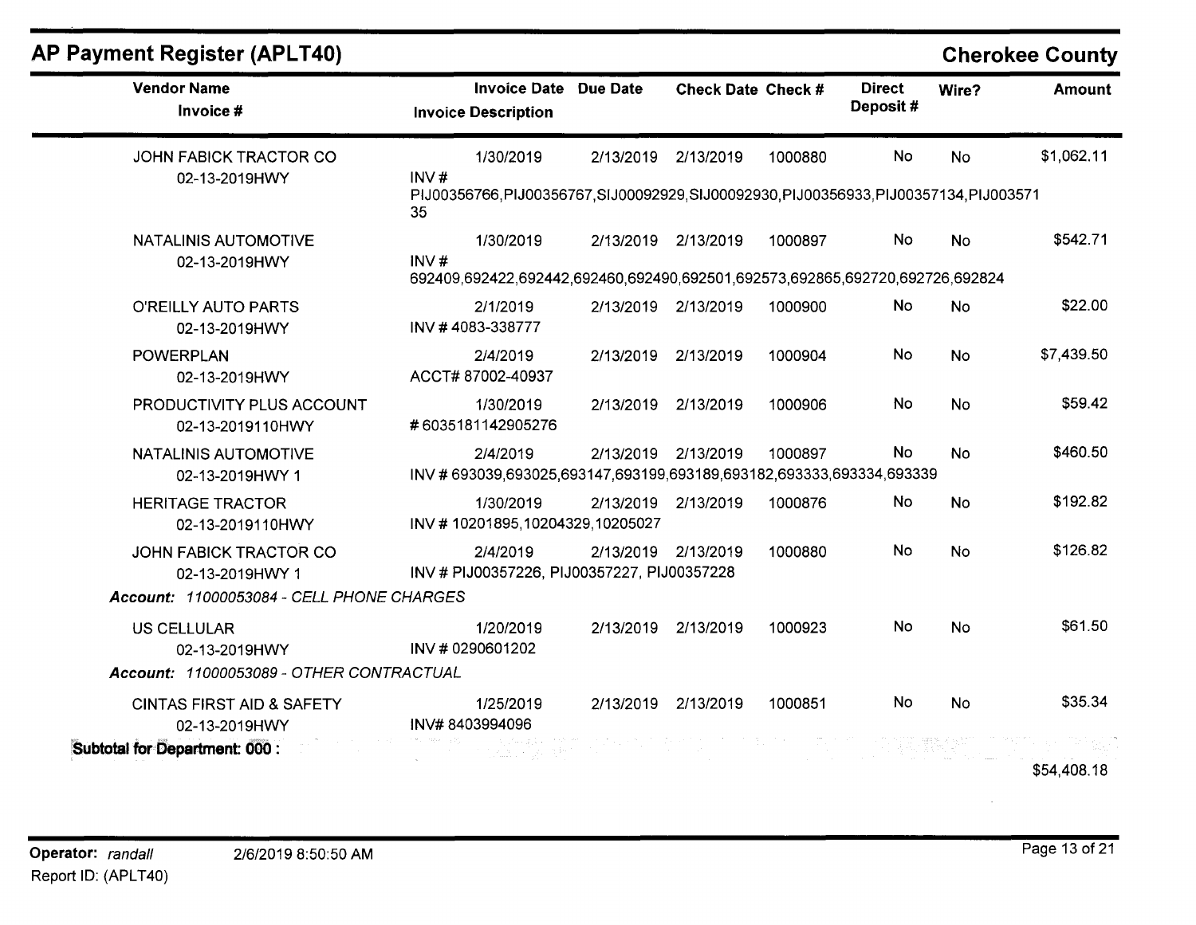## AP Payment Register (APLT40)

**Cherokee County**

| Vendor Name / Invoice # | Invoice Date / Invoice Description | Due Date | Check Date | Check # | Direct Deposit # | Wire? | Amount |
|---|---|---|---|---|---|---|---|
| JOHN FABICK TRACTOR CO<br>02-13-2019HWY | 1/30/2019<br>INV # PIJ00356766,PIJ00356767,SIJ00092929,SIJ00092930,PIJ00356933,PIJ00357134,PIJ00357135 | 2/13/2019 | 2/13/2019 | 1000880 | No | No | $1,062.11 |
| NATALINIS AUTOMOTIVE<br>02-13-2019HWY | 1/30/2019<br>INV # 692409,692422,692442,692460,692490,692501,692573,692865,692720,692726,692824 | 2/13/2019 | 2/13/2019 | 1000897 | No | No | $542.71 |
| O'REILLY AUTO PARTS<br>02-13-2019HWY | 2/1/2019<br>INV # 4083-338777 | 2/13/2019 | 2/13/2019 | 1000900 | No | No | $22.00 |
| POWERPLAN<br>02-13-2019HWY | 2/4/2019<br>ACCT# 87002-40937 | 2/13/2019 | 2/13/2019 | 1000904 | No | No | $7,439.50 |
| PRODUCTIVITY PLUS ACCOUNT<br>02-13-2019110HWY | 1/30/2019<br>#6035181142905276 | 2/13/2019 | 2/13/2019 | 1000906 | No | No | $59.42 |
| NATALINIS AUTOMOTIVE<br>02-13-2019HWY 1 | 2/4/2019<br>INV # 693039,693025,693147,693199,693189,693182,693333,693334,693339 | 2/13/2019 | 2/13/2019 | 1000897 | No | No | $460.50 |
| HERITAGE TRACTOR<br>02-13-2019110HWY | 1/30/2019<br>INV # 10201895,10204329,10205027 | 2/13/2019 | 2/13/2019 | 1000876 | No | No | $192.82 |
| JOHN FABICK TRACTOR CO<br>02-13-2019HWY 1 | 2/4/2019<br>INV # PIJ00357226, PIJ00357227, PIJ00357228 | 2/13/2019 | 2/13/2019 | 1000880 | No | No | $126.82 |
| ***Account:** 11000053084 - CELL PHONE CHARGES* | | | | | | | |
| US CELLULAR<br>02-13-2019HWY | 1/20/2019<br>INV # 0290601202 | 2/13/2019 | 2/13/2019 | 1000923 | No | No | $61.50 |
| ***Account:** 11000053089 - OTHER CONTRACTUAL* | | | | | | | |
| CINTAS FIRST AID & SAFETY<br>02-13-2019HWY | 1/25/2019<br>INV# 8403994096 | 2/13/2019 | 2/13/2019 | 1000851 | No | No | $35.34 |
| **Subtotal for Department: 000 :** | | | | | | | $54,408.18 |

**Operator:** *randall* 2/6/2019 8:50:50 AM
Report ID: (APLT40)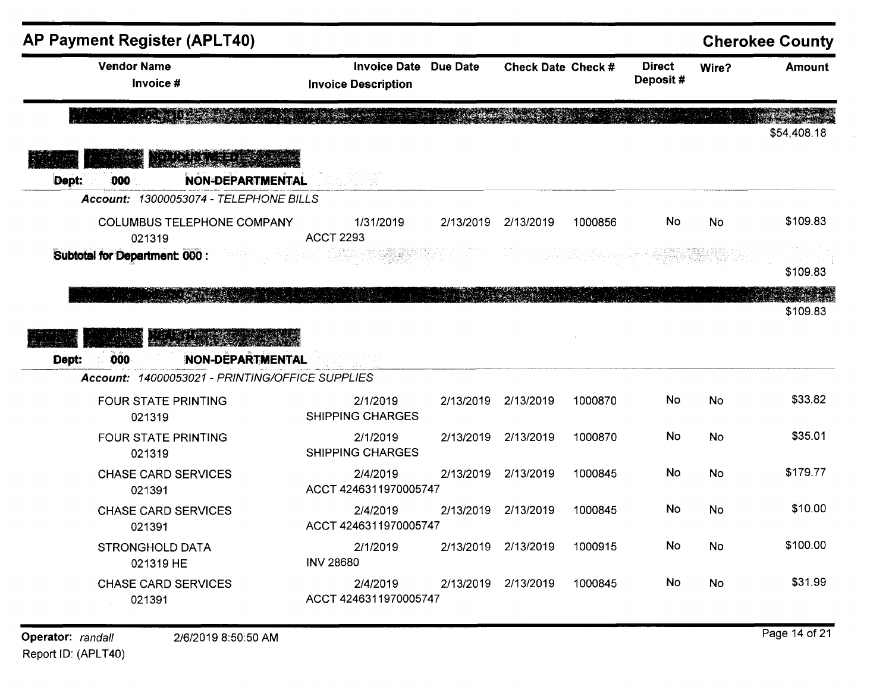## AP Payment Register (APLT40)

**Cherokee County**

| Vendor Name / Invoice # | Invoice Date / Invoice Description | Due Date | Check Date | Check # | Direct Deposit # | Wire? | Amount |
|---|---|---|---|---|---|---|---|
| | | | | | | | $54,408.18 |

**NOXIOUS WEED**

**Dept: 000 NON-DEPARTMENTAL**

*Account: 13000053074 - TELEPHONE BILLS*

| Vendor Name / Invoice # | Invoice Date / Invoice Description | Due Date | Check Date | Check # | Direct Deposit # | Wire? | Amount |
|---|---|---|---|---|---|---|---|
| COLUMBUS TELEPHONE COMPANY 021319 | 1/31/2019 ACCT 2293 | 2/13/2019 | 2/13/2019 | 1000856 | No | No | $109.83 |

**Subtotal for Department: 000 :** $109.83

$109.83

**HEALTH**

**Dept: 000 NON-DEPARTMENTAL**

*Account: 14000053021 - PRINTING/OFFICE SUPPLIES*

| Vendor Name / Invoice # | Invoice Date / Invoice Description | Due Date | Check Date | Check # | Direct Deposit # | Wire? | Amount |
|---|---|---|---|---|---|---|---|
| FOUR STATE PRINTING 021319 | 2/1/2019 SHIPPING CHARGES | 2/13/2019 | 2/13/2019 | 1000870 | No | No | $33.82 |
| FOUR STATE PRINTING 021319 | 2/1/2019 SHIPPING CHARGES | 2/13/2019 | 2/13/2019 | 1000870 | No | No | $35.01 |
| CHASE CARD SERVICES 021391 | 2/4/2019 ACCT 4246311970005747 | 2/13/2019 | 2/13/2019 | 1000845 | No | No | $179.77 |
| CHASE CARD SERVICES 021391 | 2/4/2019 ACCT 4246311970005747 | 2/13/2019 | 2/13/2019 | 1000845 | No | No | $10.00 |
| STRONGHOLD DATA 021319 HE | 2/1/2019 INV 28680 | 2/13/2019 | 2/13/2019 | 1000915 | No | No | $100.00 |
| CHASE CARD SERVICES 021391 | 2/4/2019 ACCT 4246311970005747 | 2/13/2019 | 2/13/2019 | 1000845 | No | No | $31.99 |

Operator: randall 2/6/2019 8:50:50 AM

Report ID: (APLT40)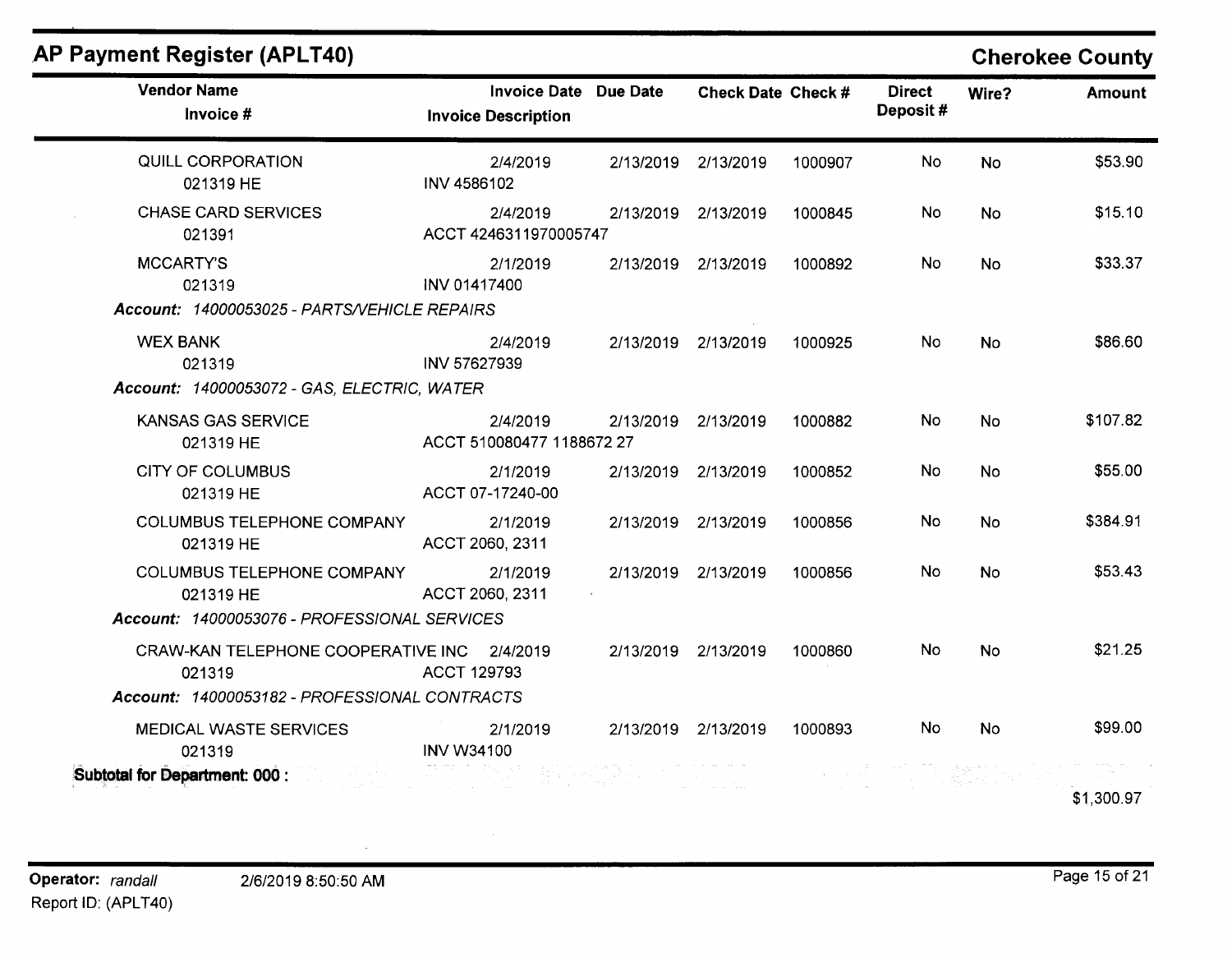## AP Payment Register (APLT40)

**Cherokee County**

| Vendor Name / Invoice # | Invoice Date / Invoice Description | Due Date | Check Date | Check # | Direct Deposit # | Wire? | Amount |
|---|---|---|---|---|---|---|---|
| QUILL CORPORATION<br>021319 HE | 2/4/2019<br>INV 4586102 | 2/13/2019 | 2/13/2019 | 1000907 | No | No | $53.90 |
| CHASE CARD SERVICES<br>021391 | 2/4/2019<br>ACCT 4246311970005747 | 2/13/2019 | 2/13/2019 | 1000845 | No | No | $15.10 |
| MCCARTY'S<br>021319 | 2/1/2019<br>INV 01417400 | 2/13/2019 | 2/13/2019 | 1000892 | No | No | $33.37 |
| ***Account:** 14000053025 - PARTS/VEHICLE REPAIRS* | | | | | | | |
| WEX BANK<br>021319 | 2/4/2019<br>INV 57627939 | 2/13/2019 | 2/13/2019 | 1000925 | No | No | $86.60 |
| ***Account:** 14000053072 - GAS, ELECTRIC, WATER* | | | | | | | |
| KANSAS GAS SERVICE<br>021319 HE | 2/4/2019<br>ACCT 510080477 1188672 27 | 2/13/2019 | 2/13/2019 | 1000882 | No | No | $107.82 |
| CITY OF COLUMBUS<br>021319 HE | 2/1/2019<br>ACCT 07-17240-00 | 2/13/2019 | 2/13/2019 | 1000852 | No | No | $55.00 |
| COLUMBUS TELEPHONE COMPANY<br>021319 HE | 2/1/2019<br>ACCT 2060, 2311 | 2/13/2019 | 2/13/2019 | 1000856 | No | No | $384.91 |
| COLUMBUS TELEPHONE COMPANY<br>021319 HE | 2/1/2019<br>ACCT 2060, 2311 | 2/13/2019 | 2/13/2019 | 1000856 | No | No | $53.43 |
| ***Account:** 14000053076 - PROFESSIONAL SERVICES* | | | | | | | |
| CRAW-KAN TELEPHONE COOPERATIVE INC<br>021319 | 2/4/2019<br>ACCT 129793 | 2/13/2019 | 2/13/2019 | 1000860 | No | No | $21.25 |
| ***Account:** 14000053182 - PROFESSIONAL CONTRACTS* | | | | | | | |
| MEDICAL WASTE SERVICES<br>021319 | 2/1/2019<br>INV W34100 | 2/13/2019 | 2/13/2019 | 1000893 | No | No | $99.00 |
| **Subtotal for Department: 000 :** | | | | | | | $1,300.97 |

**Operator:** *randall* 2/6/2019 8:50:50 AM

Report ID: (APLT40)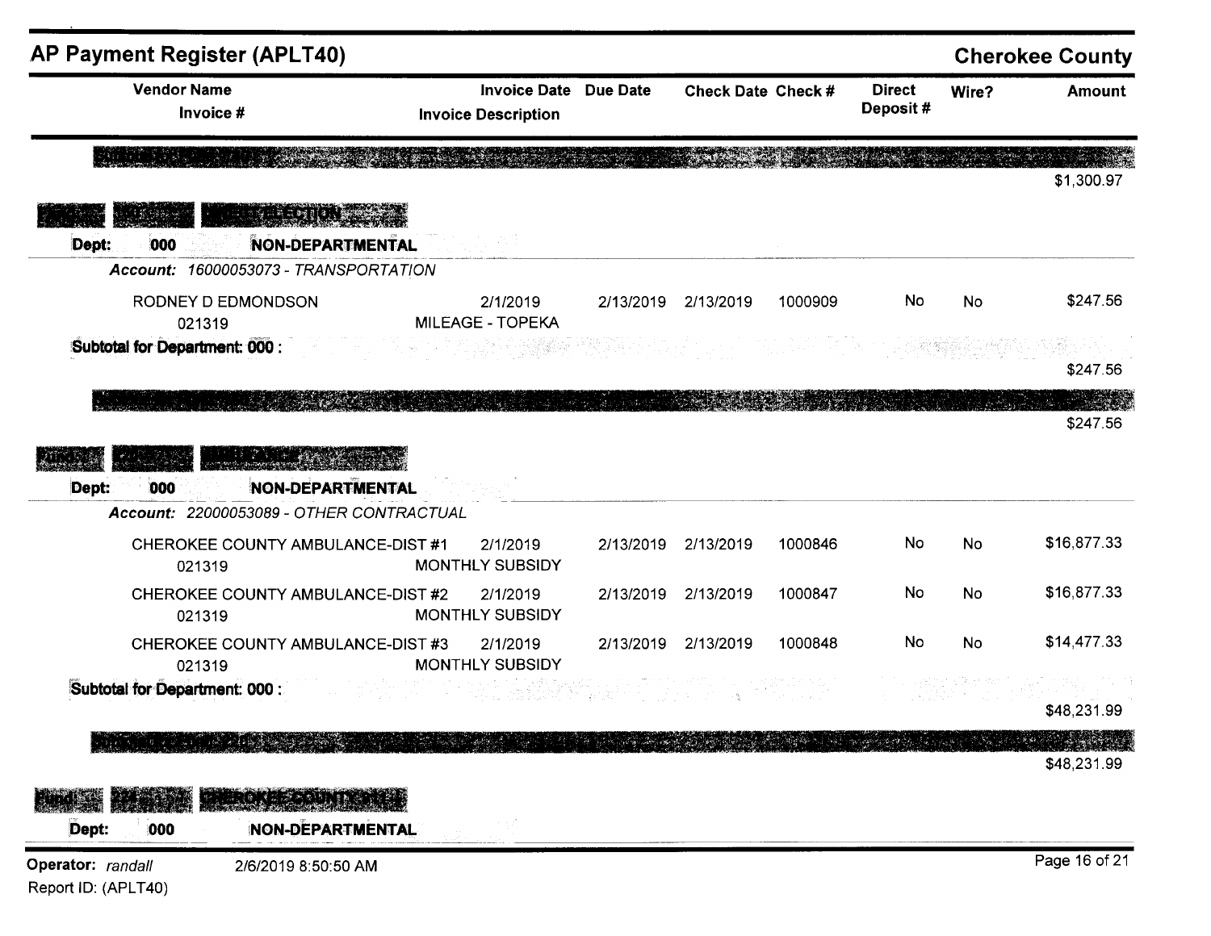## AP Payment Register (APLT40)

**Cherokee County**

| Vendor Name / Invoice # | Invoice Date / Invoice Description | Due Date | Check Date | Check # | Direct Deposit # | Wire? | Amount |
|---|---|---|---|---|---|---|---|
| | | | | | | | $1,300.97 |

**ELECTION**

**Dept: 000 NON-DEPARTMENTAL**

*Account: 16000053073 - TRANSPORTATION*

| Vendor Name / Invoice # | Invoice Date / Invoice Description | Due Date | Check Date | Check # | Direct Deposit # | Wire? | Amount |
|---|---|---|---|---|---|---|---|
| RODNEY D EDMONDSON<br>021319 | 2/1/2019<br>MILEAGE - TOPEKA | 2/13/2019 | 2/13/2019 | 1000909 | No | No | $247.56 |
| **Subtotal for Department: 000 :** | | | | | | | $247.56 |
| | | | | | | | $247.56 |

**Fund: AMBULANCE**

**Dept: 000 NON-DEPARTMENTAL**

*Account: 22000053089 - OTHER CONTRACTUAL*

| Vendor Name / Invoice # | Invoice Date / Invoice Description | Due Date | Check Date | Check # | Direct Deposit # | Wire? | Amount |
|---|---|---|---|---|---|---|---|
| CHEROKEE COUNTY AMBULANCE-DIST #1<br>021319 | 2/1/2019<br>MONTHLY SUBSIDY | 2/13/2019 | 2/13/2019 | 1000846 | No | No | $16,877.33 |
| CHEROKEE COUNTY AMBULANCE-DIST #2<br>021319 | 2/1/2019<br>MONTHLY SUBSIDY | 2/13/2019 | 2/13/2019 | 1000847 | No | No | $16,877.33 |
| CHEROKEE COUNTY AMBULANCE-DIST #3<br>021319 | 2/1/2019<br>MONTHLY SUBSIDY | 2/13/2019 | 2/13/2019 | 1000848 | No | No | $14,477.33 |
| **Subtotal for Department: 000 :** | | | | | | | $48,231.99 |
| | | | | | | | $48,231.99 |

**Fund: CHEROKEE COUNTY 911**

**Dept: 000 NON-DEPARTMENTAL**

Operator: *randall* 2/6/2019 8:50:50 AM

Report ID: (APLT40)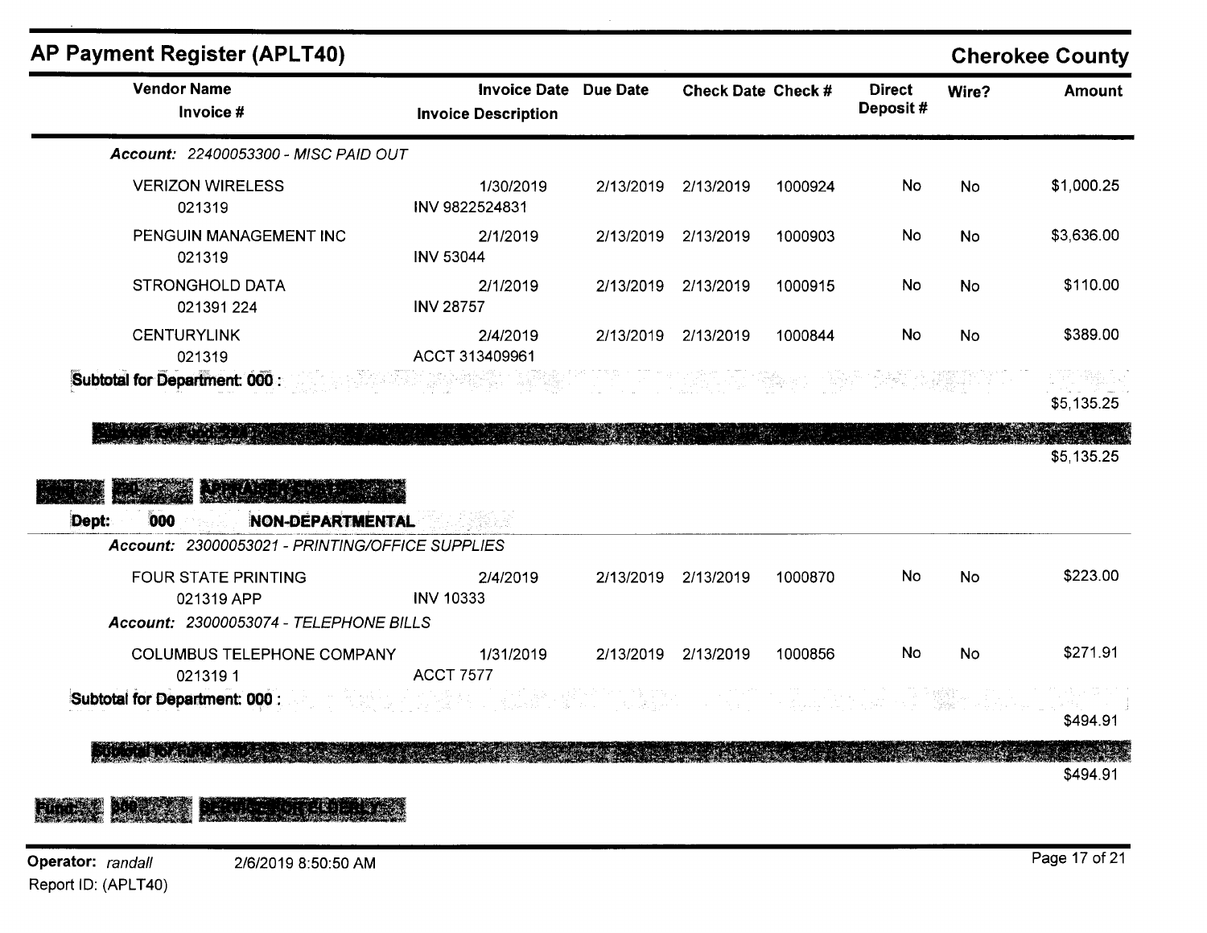## AP Payment Register (APLT40)

**Cherokee County**

| Vendor Name / Invoice # | Invoice Date / Invoice Description | Due Date | Check Date | Check # | Direct Deposit # | Wire? | Amount |
|---|---|---|---|---|---|---|---|
| ***Account: 22400053300 - MISC PAID OUT*** | | | | | | | |
| VERIZON WIRELESS 021319 | 1/30/2019 INV 9822524831 | 2/13/2019 | 2/13/2019 | 1000924 | No | No | $1,000.25 |
| PENGUIN MANAGEMENT INC 021319 | 2/1/2019 INV 53044 | 2/13/2019 | 2/13/2019 | 1000903 | No | No | $3,636.00 |
| STRONGHOLD DATA 021391 224 | 2/1/2019 INV 28757 | 2/13/2019 | 2/13/2019 | 1000915 | No | No | $110.00 |
| CENTURYLINK 021319 | 2/4/2019 ACCT 313409961 | 2/13/2019 | 2/13/2019 | 1000844 | No | No | $389.00 |
| **Subtotal for Department: 000 :** | | | | | | | $5,135.25 |
| **Subtotal for Fund: 224 :** | | | | | | | $5,135.25 |

**Fund: 230 APPRAISER COSTS**

**Dept: 000 NON-DEPARTMENTAL**

| Vendor Name / Invoice # | Invoice Date / Invoice Description | Due Date | Check Date | Check # | Direct Deposit # | Wire? | Amount |
|---|---|---|---|---|---|---|---|
| ***Account: 23000053021 - PRINTING/OFFICE SUPPLIES*** | | | | | | | |
| FOUR STATE PRINTING 021319 APP | 2/4/2019 INV 10333 | 2/13/2019 | 2/13/2019 | 1000870 | No | No | $223.00 |
| ***Account: 23000053074 - TELEPHONE BILLS*** | | | | | | | |
| COLUMBUS TELEPHONE COMPANY 021319 1 | 1/31/2019 ACCT 7577 | 2/13/2019 | 2/13/2019 | 1000856 | No | No | $271.91 |
| **Subtotal for Department: 000 :** | | | | | | | $494.91 |
| **Subtotal for Fund: 230 :** | | | | | | | $494.91 |

**Fund: 300 SERV/SENIOR ELDERLY**

Operator: *randall* 2/6/2019 8:50:50 AM

Report ID: (APLT40)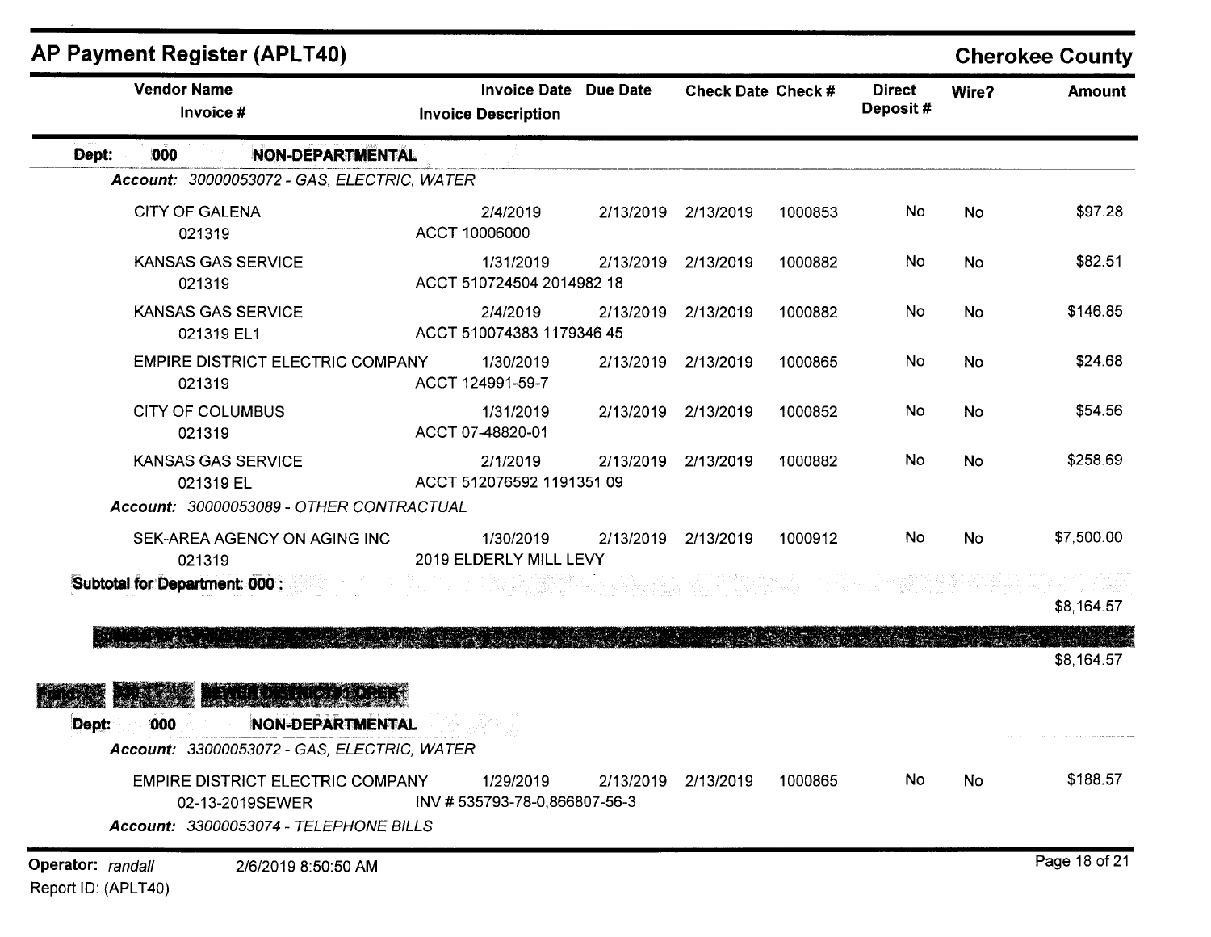## AP Payment Register (APLT40)

**Cherokee County**

| Vendor Name / Invoice # | Invoice Date / Invoice Description | Due Date | Check Date | Check # | Direct Deposit # | Wire? | Amount |
|---|---|---|---|---|---|---|---|
| **Dept: 000 NON-DEPARTMENTAL** | | | | | | | |
| *Account: 30000053072 - GAS, ELECTRIC, WATER* | | | | | | | |
| CITY OF GALENA<br>021319 | 2/4/2019<br>ACCT 10006000 | 2/13/2019 | 2/13/2019 | 1000853 | No | No | $97.28 |
| KANSAS GAS SERVICE<br>021319 | 1/31/2019<br>ACCT 510724504 2014982 18 | 2/13/2019 | 2/13/2019 | 1000882 | No | No | $82.51 |
| KANSAS GAS SERVICE<br>021319 EL1 | 2/4/2019<br>ACCT 510074383 1179346 45 | 2/13/2019 | 2/13/2019 | 1000882 | No | No | $146.85 |
| EMPIRE DISTRICT ELECTRIC COMPANY<br>021319 | 1/30/2019<br>ACCT 124991-59-7 | 2/13/2019 | 2/13/2019 | 1000865 | No | No | $24.68 |
| CITY OF COLUMBUS<br>021319 | 1/31/2019<br>ACCT 07-48820-01 | 2/13/2019 | 2/13/2019 | 1000852 | No | No | $54.56 |
| KANSAS GAS SERVICE<br>021319 EL | 2/1/2019<br>ACCT 512076592 1191351 09 | 2/13/2019 | 2/13/2019 | 1000882 | No | No | $258.69 |
| *Account: 30000053089 - OTHER CONTRACTUAL* | | | | | | | |
| SEK-AREA AGENCY ON AGING INC<br>021319 | 1/30/2019<br>2019 ELDERLY MILL LEVY | 2/13/2019 | 2/13/2019 | 1000912 | No | No | $7,500.00 |
| **Subtotal for Department: 000 :** | | | | | | | $8,164.57 |
| | | | | | | | $8,164.57 |
| **Dept: 000 NON-DEPARTMENTAL** | | | | | | | |
| *Account: 33000053072 - GAS, ELECTRIC, WATER* | | | | | | | |
| EMPIRE DISTRICT ELECTRIC COMPANY<br>02-13-2019SEWER | 1/29/2019<br>INV # 535793-78-0,866807-56-3 | 2/13/2019 | 2/13/2019 | 1000865 | No | No | $188.57 |
| *Account: 33000053074 - TELEPHONE BILLS* | | | | | | | |

Operator: randall 2/6/2019 8:50:50 AM

Report ID: (APLT40)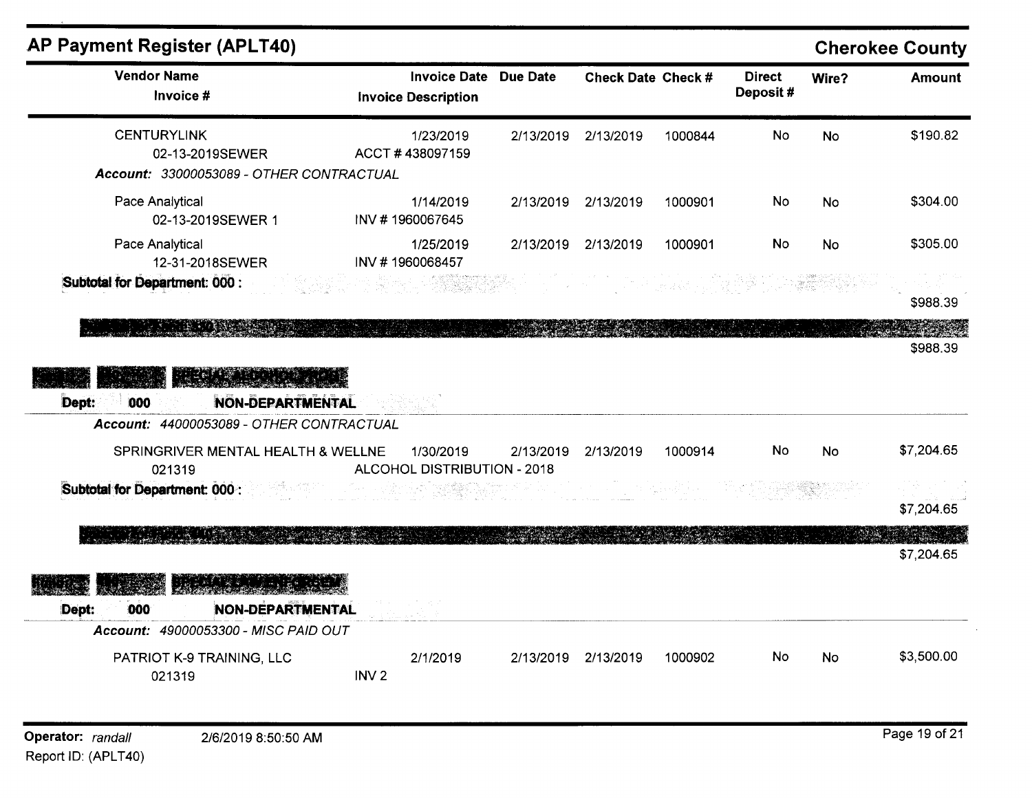## AP Payment Register (APLT40)

**Cherokee County**

| Vendor Name / Invoice # | Invoice Date / Invoice Description | Due Date | Check Date | Check # | Direct Deposit # | Wire? | Amount |
|---|---|---|---|---|---|---|---|
| CENTURYLINK<br>02-13-2019SEWER | 1/23/2019<br>ACCT # 438097159 | 2/13/2019 | 2/13/2019 | 1000844 | No | No | $190.82 |

*Account: 33000053089 - OTHER CONTRACTUAL*

| Vendor Name / Invoice # | Invoice Date / Invoice Description | Due Date | Check Date | Check # | Direct Deposit # | Wire? | Amount |
|---|---|---|---|---|---|---|---|
| Pace Analytical<br>02-13-2019SEWER 1 | 1/14/2019<br>INV # 1960067645 | 2/13/2019 | 2/13/2019 | 1000901 | No | No | $304.00 |
| Pace Analytical<br>12-31-2018SEWER | 1/25/2019<br>INV # 1960068457 | 2/13/2019 | 2/13/2019 | 1000901 | No | No | $305.00 |

**Subtotal for Department: 000 :** $988.39

$988.39

**Dept: 000 NON-DEPARTMENTAL**

*Account: 44000053089 - OTHER CONTRACTUAL*

| Vendor Name / Invoice # | Invoice Date / Invoice Description | Due Date | Check Date | Check # | Direct Deposit # | Wire? | Amount |
|---|---|---|---|---|---|---|---|
| SPRINGRIVER MENTAL HEALTH & WELLNE<br>021319 | 1/30/2019<br>ALCOHOL DISTRIBUTION - 2018 | 2/13/2019 | 2/13/2019 | 1000914 | No | No | $7,204.65 |

**Subtotal for Department: 000 :** $7,204.65

$7,204.65

**Dept: 000 NON-DEPARTMENTAL**

*Account: 49000053300 - MISC PAID OUT*

| Vendor Name / Invoice # | Invoice Date / Invoice Description | Due Date | Check Date | Check # | Direct Deposit # | Wire? | Amount |
|---|---|---|---|---|---|---|---|
| PATRIOT K-9 TRAINING, LLC<br>021319 | 2/1/2019<br>INV 2 | 2/13/2019 | 2/13/2019 | 1000902 | No | No | $3,500.00 |

**Operator:** *randall* 2/6/2019 8:50:50 AM
Report ID: (APLT40)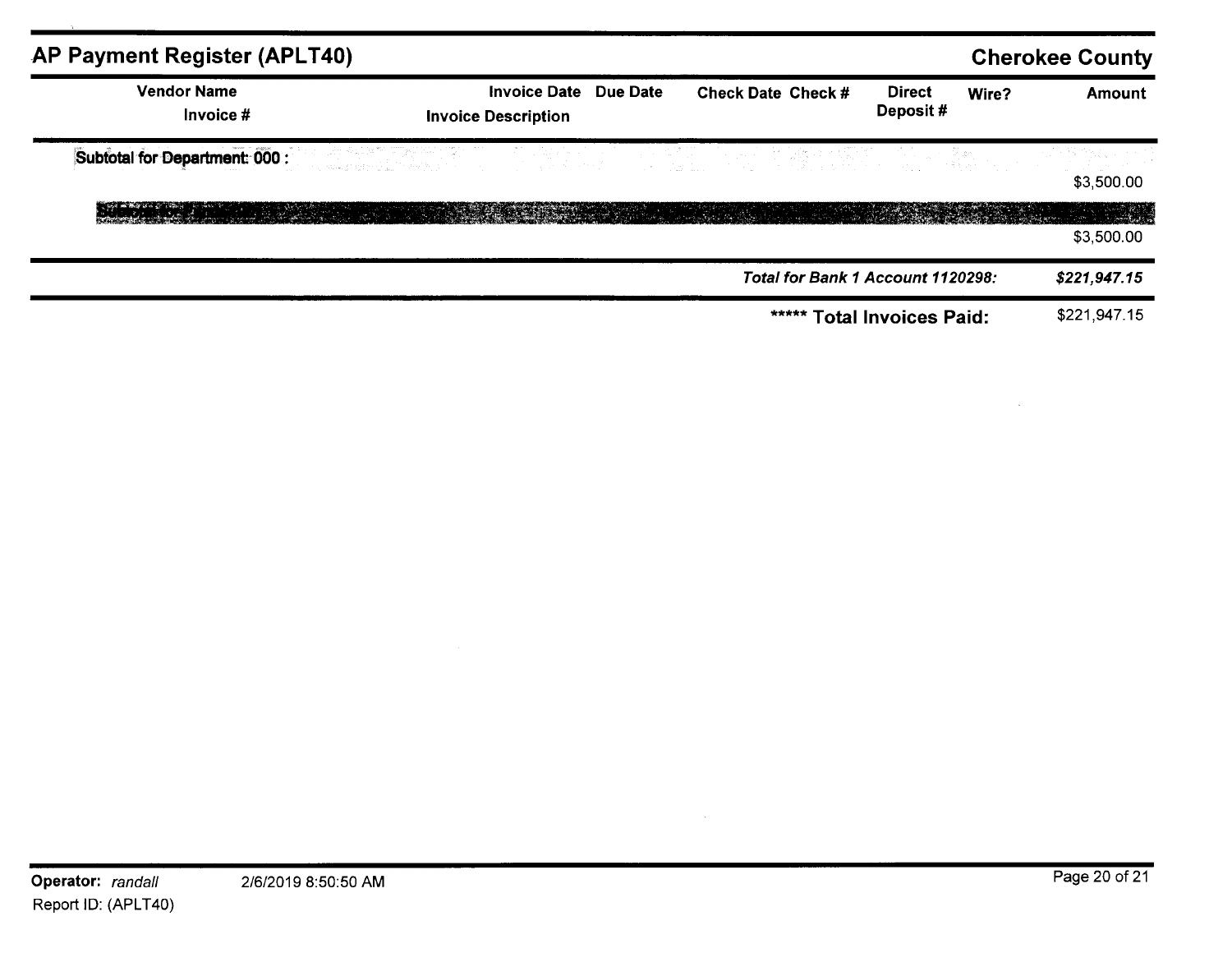## AP Payment Register (APLT40)

**Cherokee County**

| Vendor Name / Invoice # | Invoice Date / Invoice Description | Due Date | Check Date | Check # | Direct Deposit # | Wire? | Amount |
|---|---|---|---|---|---|---|---|
| **Subtotal for Department: 000 :** | | | | | | | $3,500.00 |
| | | | | | | | $3,500.00 |
| | | | | | ***Total for Bank 1 Account 1120298:*** | | ***$221,947.15*** |
| | | | | | **\*\*\*\*\* Total Invoices Paid:** | | $221,947.15 |

**Operator:** *randall* 2/6/2019 8:50:50 AM

Report ID: (APLT40)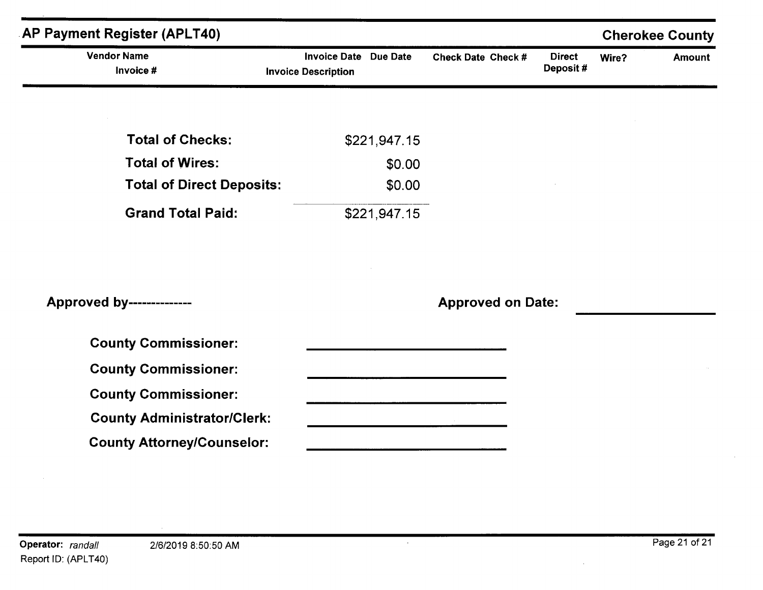## AP Payment Register (APLT40)

**Cherokee County**

| Vendor Name / Invoice # | Invoice Date / Invoice Description | Due Date | Check Date | Check # | Direct Deposit # | Wire? | Amount |
|---|---|---|---|---|---|---|---|

| | |
|---|---|
| **Total of Checks:** | $221,947.15 |
| **Total of Wires:** | $0.00 |
| **Total of Direct Deposits:** | $0.00 |
| **Grand Total Paid:** | $221,947.15 |

**Approved by--------------** **Approved on Date:** ________________

**County Commissioner:** ____________________________

**County Commissioner:** ____________________________

**County Commissioner:** ____________________________

**County Administrator/Clerk:** ____________________________

**County Attorney/Counselor:** ____________________________

**Operator:** *randall* 2/6/2019 8:50:50 AM

Report ID: (APLT40)